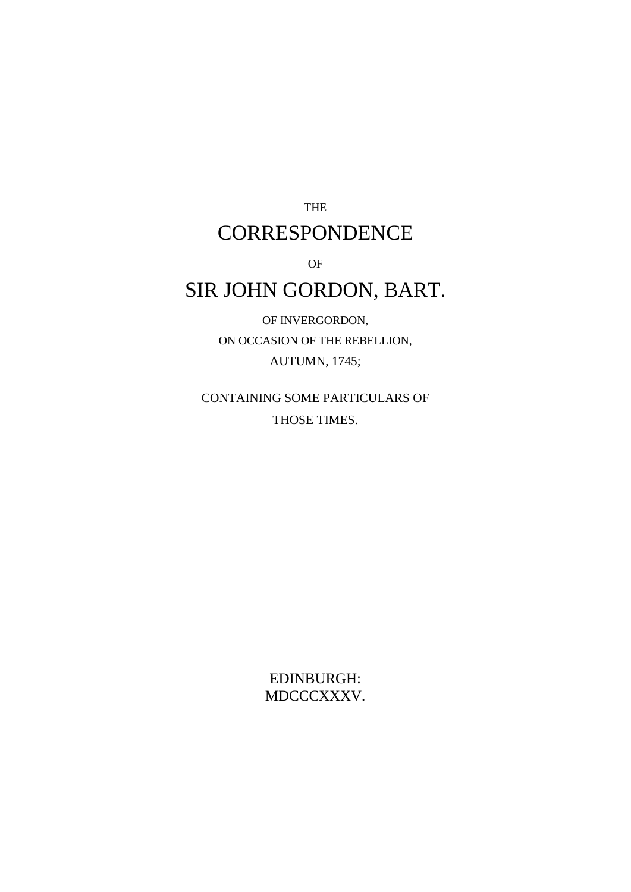THE

# CORRESPONDENCE

OF

# SIR JOHN GORDON, BART.

OF INVERGORDON,

ON OCCASION OF THE REBELLION,

AUTUMN, 1745;

CONTAINING SOME PARTICULARS OF

THOSE TIMES.

EDINBURGH:
MDCCCXXXV.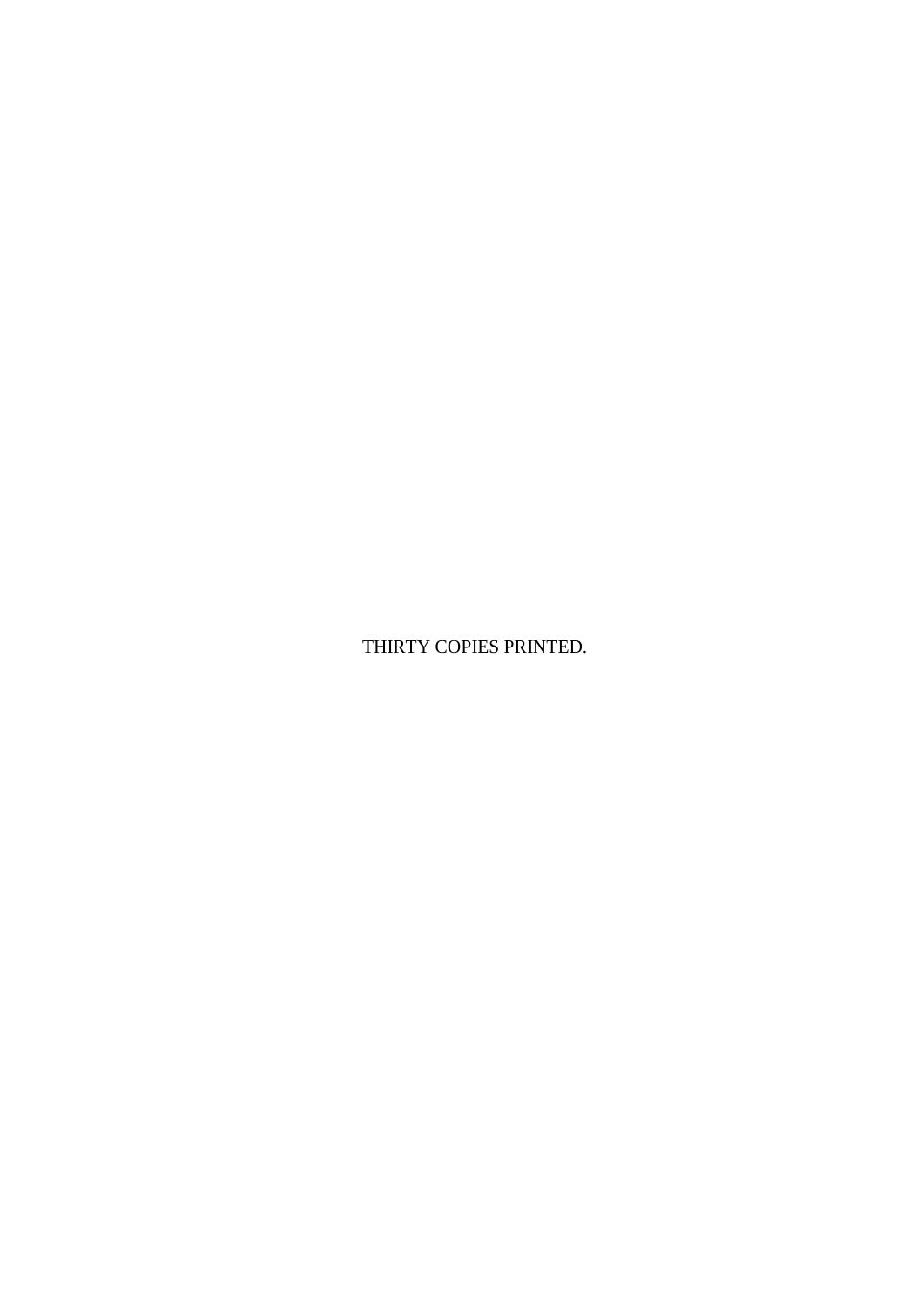THIRTY COPIES PRINTED.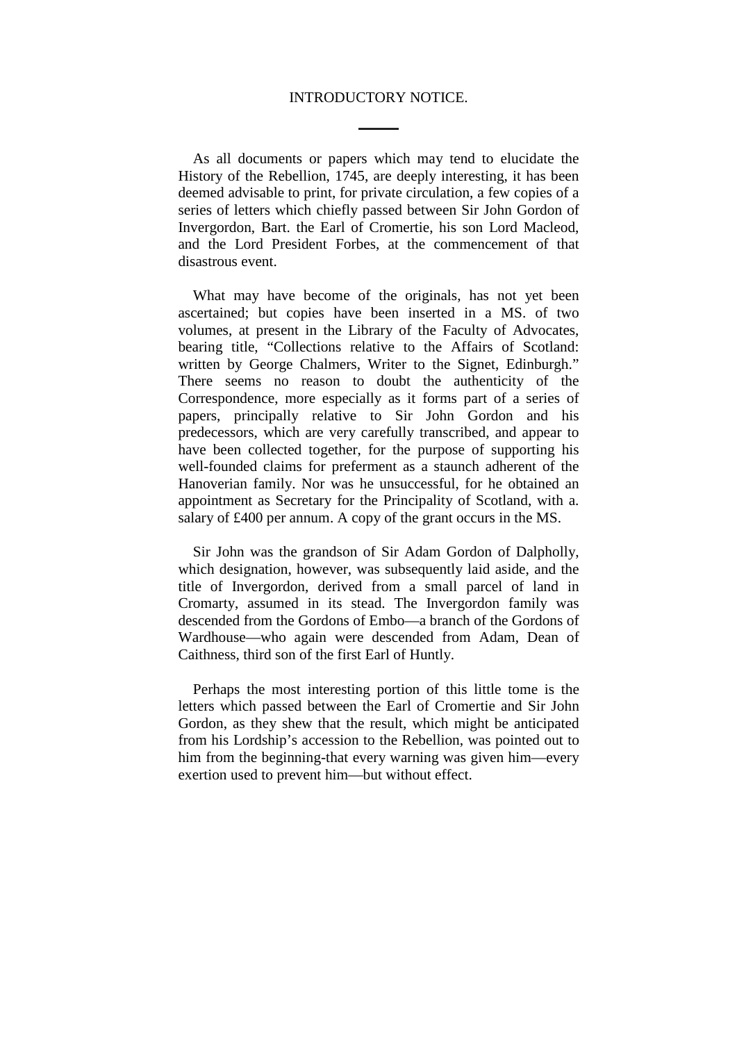# INTRODUCTORY NOTICE.

As all documents or papers which may tend to elucidate the History of the Rebellion, 1745, are deeply interesting, it has been deemed advisable to print, for private circulation, a few copies of a series of letters which chiefly passed between Sir John Gordon of Invergordon, Bart. the Earl of Cromertie, his son Lord Macleod, and the Lord President Forbes, at the commencement of that disastrous event.

What may have become of the originals, has not yet been ascertained; but copies have been inserted in a MS. of two volumes, at present in the Library of the Faculty of Advocates, bearing title, "Collections relative to the Affairs of Scotland: written by George Chalmers, Writer to the Signet, Edinburgh." There seems no reason to doubt the authenticity of the Correspondence, more especially as it forms part of a series of papers, principally relative to Sir John Gordon and his predecessors, which are very carefully transcribed, and appear to have been collected together, for the purpose of supporting his well-founded claims for preferment as a staunch adherent of the Hanoverian family. Nor was he unsuccessful, for he obtained an appointment as Secretary for the Principality of Scotland, with a. salary of £400 per annum. A copy of the grant occurs in the MS.

Sir John was the grandson of Sir Adam Gordon of Dalpholly, which designation, however, was subsequently laid aside, and the title of Invergordon, derived from a small parcel of land in Cromarty, assumed in its stead. The Invergordon family was descended from the Gordons of Embo—a branch of the Gordons of Wardhouse—who again were descended from Adam, Dean of Caithness, third son of the first Earl of Huntly.

Perhaps the most interesting portion of this little tome is the letters which passed between the Earl of Cromertie and Sir John Gordon, as they shew that the result, which might be anticipated from his Lordship's accession to the Rebellion, was pointed out to him from the beginning-that every warning was given him—every exertion used to prevent him—but without effect.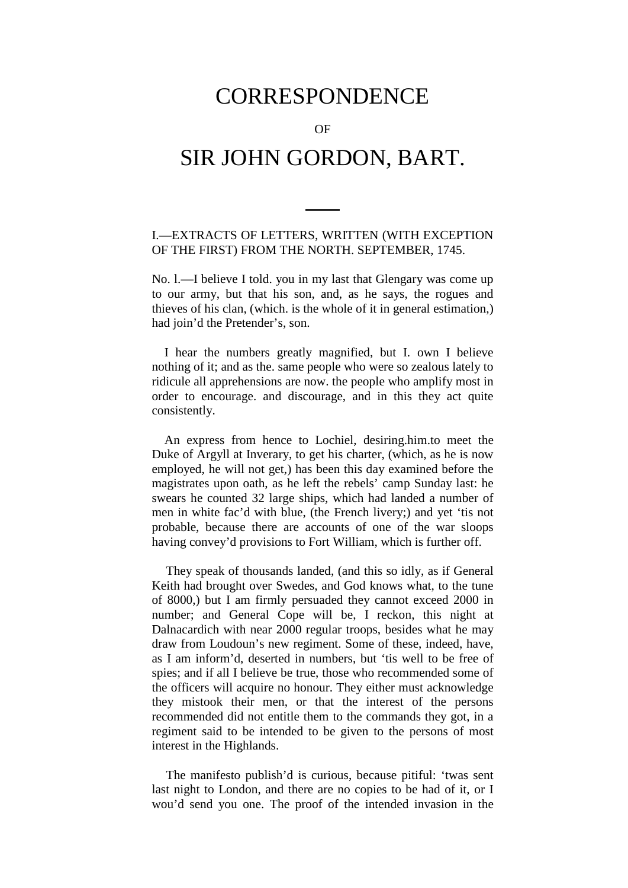# CORRESPONDENCE

OF

# SIR JOHN GORDON, BART.

---

I.—EXTRACTS OF LETTERS, WRITTEN (WITH EXCEPTION OF THE FIRST) FROM THE NORTH. SEPTEMBER, 1745.

No. l.—I believe I told. you in my last that Glengary was come up to our army, but that his son, and, as he says, the rogues and thieves of his clan, (which. is the whole of it in general estimation,) had join'd the Pretender's, son.

I hear the numbers greatly magnified, but I. own I believe nothing of it; and as the. same people who were so zealous lately to ridicule all apprehensions are now. the people who amplify most in order to encourage. and discourage, and in this they act quite consistently.

An express from hence to Lochiel, desiring.him.to meet the Duke of Argyll at Inverary, to get his charter, (which, as he is now employed, he will not get,) has been this day examined before the magistrates upon oath, as he left the rebels' camp Sunday last: he swears he counted 32 large ships, which had landed a number of men in white fac'd with blue, (the French livery;) and yet 'tis not probable, because there are accounts of one of the war sloops having convey'd provisions to Fort William, which is further off.

They speak of thousands landed, (and this so idly, as if General Keith had brought over Swedes, and God knows what, to the tune of 8000,) but I am firmly persuaded they cannot exceed 2000 in number; and General Cope will be, I reckon, this night at Dalnacardich with near 2000 regular troops, besides what he may draw from Loudoun's new regiment. Some of these, indeed, have, as I am inform'd, deserted in numbers, but 'tis well to be free of spies; and if all I believe be true, those who recommended some of the officers will acquire no honour. They either must acknowledge they mistook their men, or that the interest of the persons recommended did not entitle them to the commands they got, in a regiment said to be intended to be given to the persons of most interest in the Highlands.

The manifesto publish'd is curious, because pitiful: 'twas sent last night to London, and there are no copies to be had of it, or I wou'd send you one. The proof of the intended invasion in the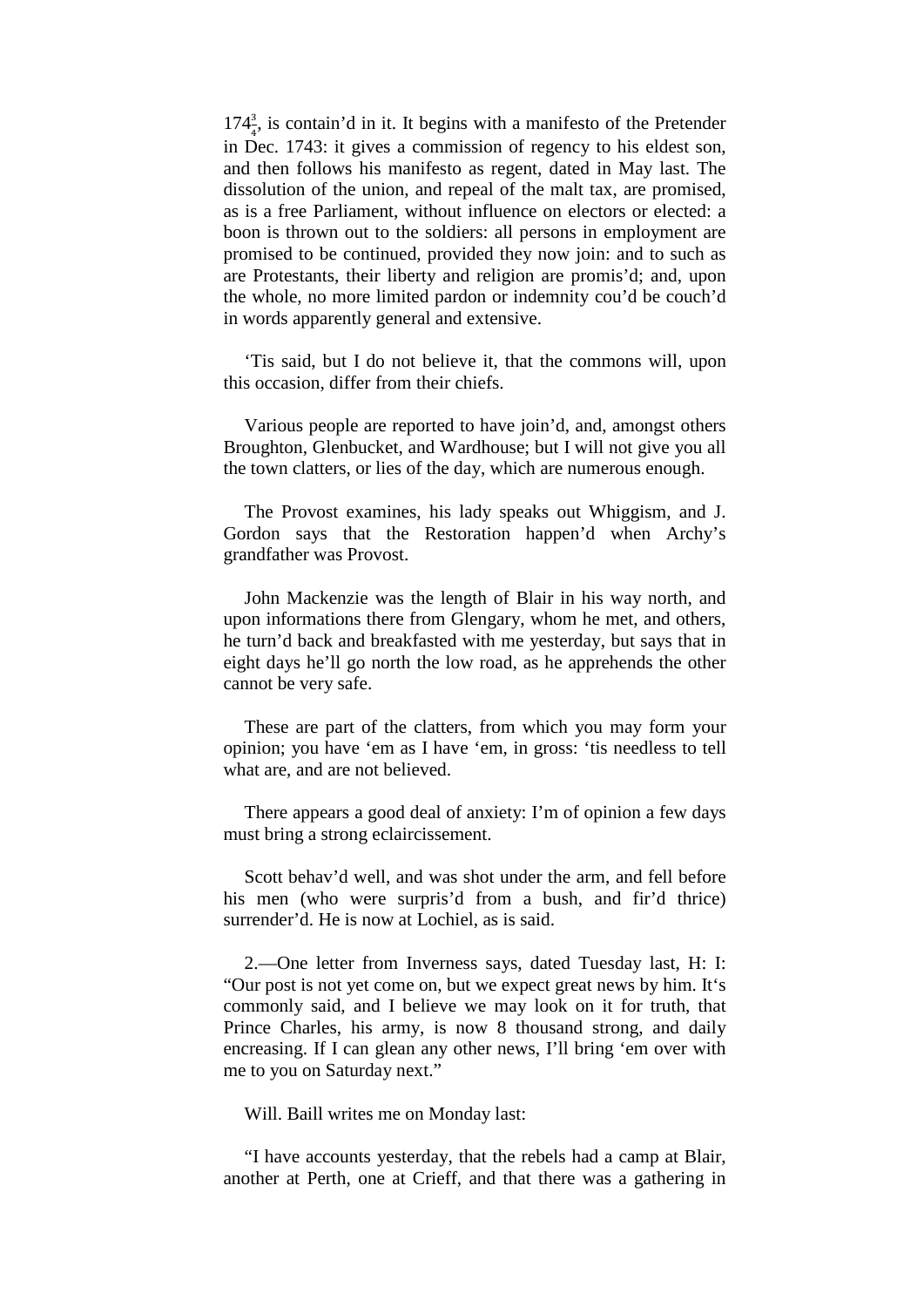$174\frac{3}{4}$, is contain'd in it. It begins with a manifesto of the Pretender in Dec. 1743: it gives a commission of regency to his eldest son, and then follows his manifesto as regent, dated in May last. The dissolution of the union, and repeal of the malt tax, are promised, as is a free Parliament, without influence on electors or elected: a boon is thrown out to the soldiers: all persons in employment are promised to be continued, provided they now join: and to such as are Protestants, their liberty and religion are promis'd; and, upon the whole, no more limited pardon or indemnity cou'd be couch'd in words apparently general and extensive.

'Tis said, but I do not believe it, that the commons will, upon this occasion, differ from their chiefs.

Various people are reported to have join'd, and, amongst others Broughton, Glenbucket, and Wardhouse; but I will not give you all the town clatters, or lies of the day, which are numerous enough.

The Provost examines, his lady speaks out Whiggism, and J. Gordon says that the Restoration happen'd when Archy's grandfather was Provost.

John Mackenzie was the length of Blair in his way north, and upon informations there from Glengary, whom he met, and others, he turn'd back and breakfasted with me yesterday, but says that in eight days he'll go north the low road, as he apprehends the other cannot be very safe.

These are part of the clatters, from which you may form your opinion; you have 'em as I have 'em, in gross: 'tis needless to tell what are, and are not believed.

There appears a good deal of anxiety: I'm of opinion a few days must bring a strong eclaircissement.

Scott behav'd well, and was shot under the arm, and fell before his men (who were surpris'd from a bush, and fir'd thrice) surrender'd. He is now at Lochiel, as is said.

2.—One letter from Inverness says, dated Tuesday last, H: I: "Our post is not yet come on, but we expect great news by him. It's commonly said, and I believe we may look on it for truth, that Prince Charles, his army, is now 8 thousand strong, and daily encreasing. If I can glean any other news, I'll bring 'em over with me to you on Saturday next."

Will. Baill writes me on Monday last:

"I have accounts yesterday, that the rebels had a camp at Blair, another at Perth, one at Crieff, and that there was a gathering in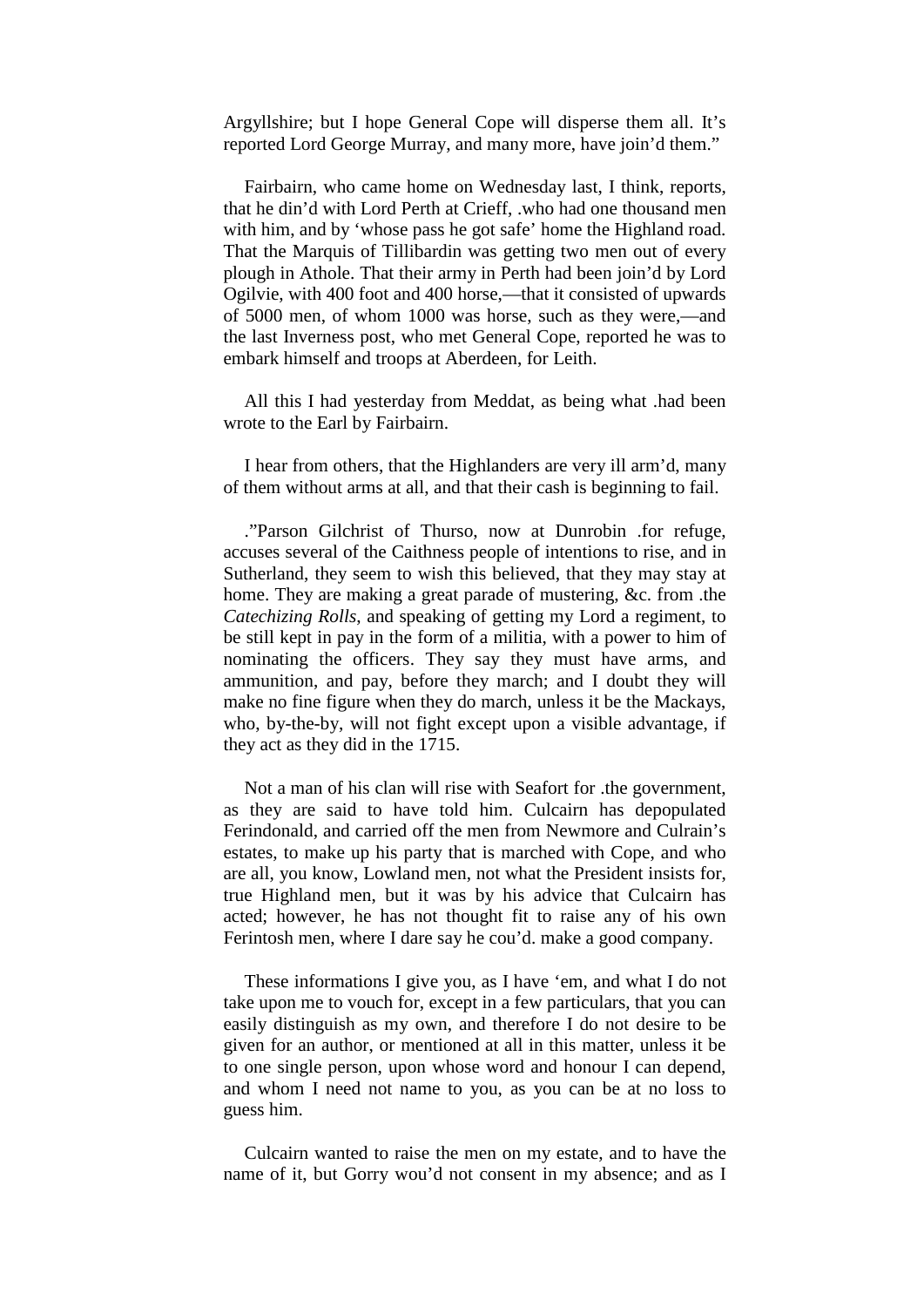Argyllshire; but I hope General Cope will disperse them all. It's reported Lord George Murray, and many more, have join'd them."

Fairbairn, who came home on Wednesday last, I think, reports, that he din'd with Lord Perth at Crieff, .who had one thousand men with him, and by 'whose pass he got safe' home the Highland road. That the Marquis of Tillibardin was getting two men out of every plough in Athole. That their army in Perth had been join'd by Lord Ogilvie, with 400 foot and 400 horse,—that it consisted of upwards of 5000 men, of whom 1000 was horse, such as they were,—and the last Inverness post, who met General Cope, reported he was to embark himself and troops at Aberdeen, for Leith.

All this I had yesterday from Meddat, as being what .had been wrote to the Earl by Fairbairn.

I hear from others, that the Highlanders are very ill arm'd, many of them without arms at all, and that their cash is beginning to fail.

."Parson Gilchrist of Thurso, now at Dunrobin .for refuge, accuses several of the Caithness people of intentions to rise, and in Sutherland, they seem to wish this believed, that they may stay at home. They are making a great parade of mustering, &c. from .the *Catechizing Rolls*, and speaking of getting my Lord a regiment, to be still kept in pay in the form of a militia, with a power to him of nominating the officers. They say they must have arms, and ammunition, and pay, before they march; and I doubt they will make no fine figure when they do march, unless it be the Mackays, who, by-the-by, will not fight except upon a visible advantage, if they act as they did in the 1715.

Not a man of his clan will rise with Seafort for .the government, as they are said to have told him. Culcairn has depopulated Ferindonald, and carried off the men from Newmore and Culrain's estates, to make up his party that is marched with Cope, and who are all, you know, Lowland men, not what the President insists for, true Highland men, but it was by his advice that Culcairn has acted; however, he has not thought fit to raise any of his own Ferintosh men, where I dare say he cou'd. make a good company.

These informations I give you, as I have 'em, and what I do not take upon me to vouch for, except in a few particulars, that you can easily distinguish as my own, and therefore I do not desire to be given for an author, or mentioned at all in this matter, unless it be to one single person, upon whose word and honour I can depend, and whom I need not name to you, as you can be at no loss to guess him.

Culcairn wanted to raise the men on my estate, and to have the name of it, but Gorry wou'd not consent in my absence; and as I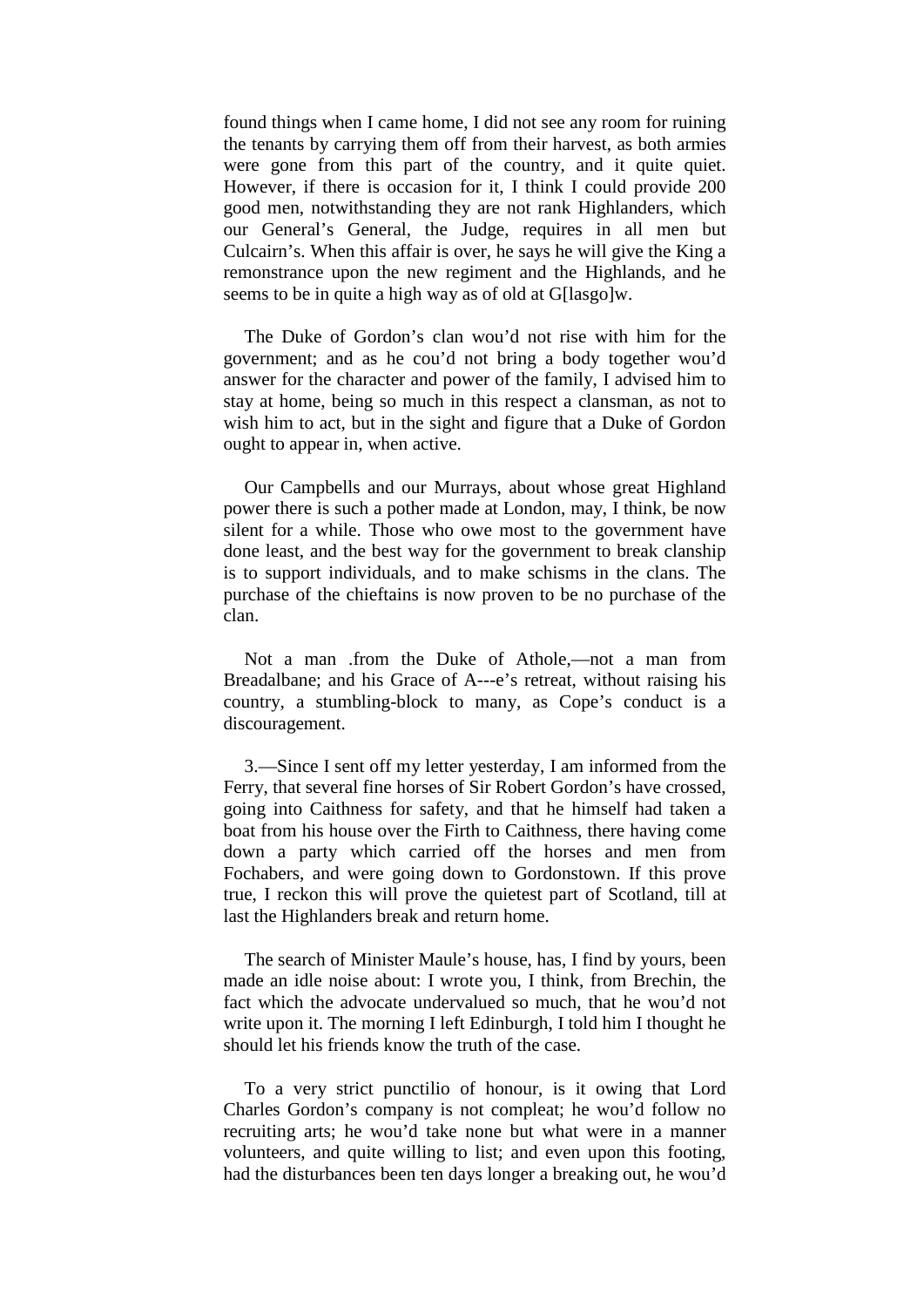found things when I came home, I did not see any room for ruining the tenants by carrying them off from their harvest, as both armies were gone from this part of the country, and it quite quiet. However, if there is occasion for it, I think I could provide 200 good men, notwithstanding they are not rank Highlanders, which our General's General, the Judge, requires in all men but Culcairn's. When this affair is over, he says he will give the King a remonstrance upon the new regiment and the Highlands, and he seems to be in quite a high way as of old at G[lasgo]w.

The Duke of Gordon's clan wou'd not rise with him for the government; and as he cou'd not bring a body together wou'd answer for the character and power of the family, I advised him to stay at home, being so much in this respect a clansman, as not to wish him to act, but in the sight and figure that a Duke of Gordon ought to appear in, when active.

Our Campbells and our Murrays, about whose great Highland power there is such a pother made at London, may, I think, be now silent for a while. Those who owe most to the government have done least, and the best way for the government to break clanship is to support individuals, and to make schisms in the clans. The purchase of the chieftains is now proven to be no purchase of the clan.

Not a man .from the Duke of Athole,—not a man from Breadalbane; and his Grace of A---e's retreat, without raising his country, a stumbling-block to many, as Cope's conduct is a discouragement.

3.—Since I sent off my letter yesterday, I am informed from the Ferry, that several fine horses of Sir Robert Gordon's have crossed, going into Caithness for safety, and that he himself had taken a boat from his house over the Firth to Caithness, there having come down a party which carried off the horses and men from Fochabers, and were going down to Gordonstown. If this prove true, I reckon this will prove the quietest part of Scotland, till at last the Highlanders break and return home.

The search of Minister Maule's house, has, I find by yours, been made an idle noise about: I wrote you, I think, from Brechin, the fact which the advocate undervalued so much, that he wou'd not write upon it. The morning I left Edinburgh, I told him I thought he should let his friends know the truth of the case.

To a very strict punctilio of honour, is it owing that Lord Charles Gordon's company is not compleat; he wou'd follow no recruiting arts; he wou'd take none but what were in a manner volunteers, and quite willing to list; and even upon this footing, had the disturbances been ten days longer a breaking out, he wou'd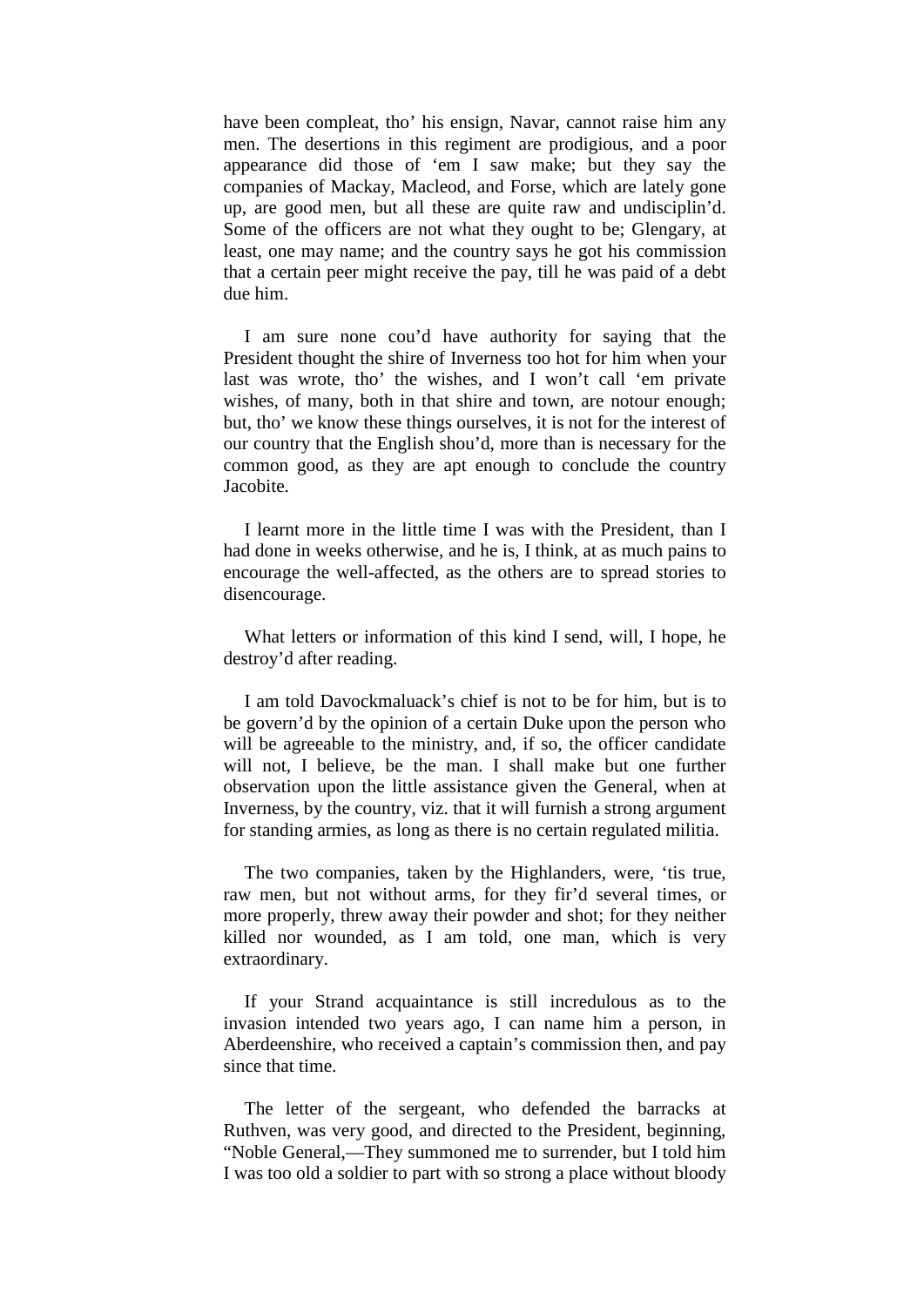have been compleat, tho’ his ensign, Navar, cannot raise him any men. The desertions in this regiment are prodigious, and a poor appearance did those of ‘em I saw make; but they say the companies of Mackay, Macleod, and Forse, which are lately gone up, are good men, but all these are quite raw and undisciplin’d. Some of the officers are not what they ought to be; Glengary, at least, one may name; and the country says he got his commission that a certain peer might receive the pay, till he was paid of a debt due him.

I am sure none cou’d have authority for saying that the President thought the shire of Inverness too hot for him when your last was wrote, tho’ the wishes, and I won’t call ‘em private wishes, of many, both in that shire and town, are notour enough; but, tho’ we know these things ourselves, it is not for the interest of our country that the English shou’d, more than is necessary for the common good, as they are apt enough to conclude the country Jacobite.

I learnt more in the little time I was with the President, than I had done in weeks otherwise, and he is, I think, at as much pains to encourage the well-affected, as the others are to spread stories to disencourage.

What letters or information of this kind I send, will, I hope, he destroy’d after reading.

I am told Davockmaluack’s chief is not to be for him, but is to be govern’d by the opinion of a certain Duke upon the person who will be agreeable to the ministry, and, if so, the officer candidate will not, I believe, be the man. I shall make but one further observation upon the little assistance given the General, when at Inverness, by the country, viz. that it will furnish a strong argument for standing armies, as long as there is no certain regulated militia.

The two companies, taken by the Highlanders, were, ‘tis true, raw men, but not without arms, for they fir’d several times, or more properly, threw away their powder and shot; for they neither killed nor wounded, as I am told, one man, which is very extraordinary.

If your Strand acquaintance is still incredulous as to the invasion intended two years ago, I can name him a person, in Aberdeenshire, who received a captain’s commission then, and pay since that time.

The letter of the sergeant, who defended the barracks at Ruthven, was very good, and directed to the President, beginning, “Noble General,—They summoned me to surrender, but I told him I was too old a soldier to part with so strong a place without bloody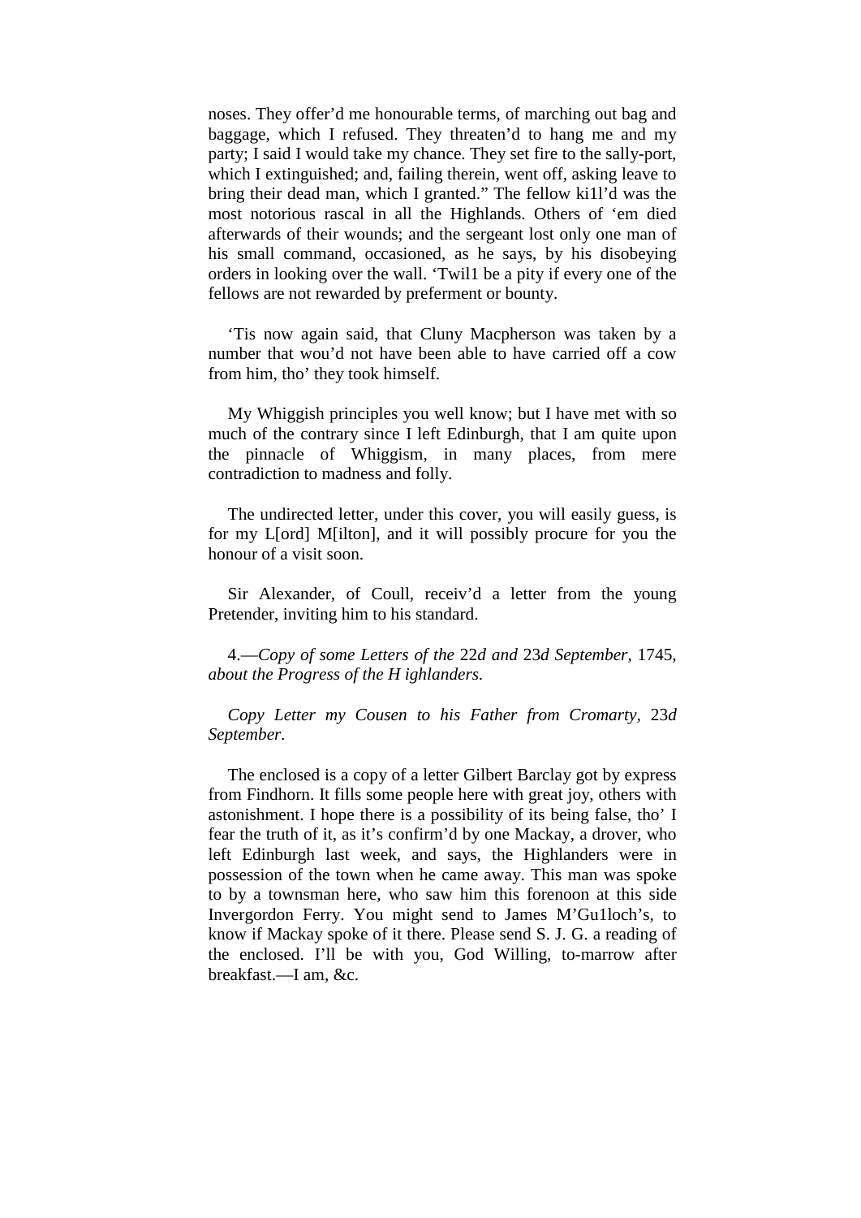noses. They offer'd me honourable terms, of marching out bag and baggage, which I refused. They threaten'd to hang me and my party; I said I would take my chance. They set fire to the sally-port, which I extinguished; and, failing therein, went off, asking leave to bring their dead man, which I granted." The fellow ki1l'd was the most notorious rascal in all the Highlands. Others of 'em died afterwards of their wounds; and the sergeant lost only one man of his small command, occasioned, as he says, by his disobeying orders in looking over the wall. 'Twil1 be a pity if every one of the fellows are not rewarded by preferment or bounty.

'Tis now again said, that Cluny Macpherson was taken by a number that wou'd not have been able to have carried off a cow from him, tho' they took himself.

My Whiggish principles you well know; but I have met with so much of the contrary since I left Edinburgh, that I am quite upon the pinnacle of Whiggism, in many places, from mere contradiction to madness and folly.

The undirected letter, under this cover, you will easily guess, is for my L[ord] M[ilton], and it will possibly procure for you the honour of a visit soon.

Sir Alexander, of Coull, receiv'd a letter from the young Pretender, inviting him to his standard.

4.—*Copy of some Letters of the* 22*d and* 23*d September,* 1745, *about the Progress of the H ighlanders.*

*Copy Letter my Cousen to his Father from Cromarty,* 23*d September.*

The enclosed is a copy of a letter Gilbert Barclay got by express from Findhorn. It fills some people here with great joy, others with astonishment. I hope there is a possibility of its being false, tho' I fear the truth of it, as it's confirm'd by one Mackay, a drover, who left Edinburgh last week, and says, the Highlanders were in possession of the town when he came away. This man was spoke to by a townsman here, who saw him this forenoon at this side Invergordon Ferry. You might send to James M'Gu1loch's, to know if Mackay spoke of it there. Please send S. J. G. a reading of the enclosed. I'll be with you, God Willing, to-marrow after breakfast.—I am, &c.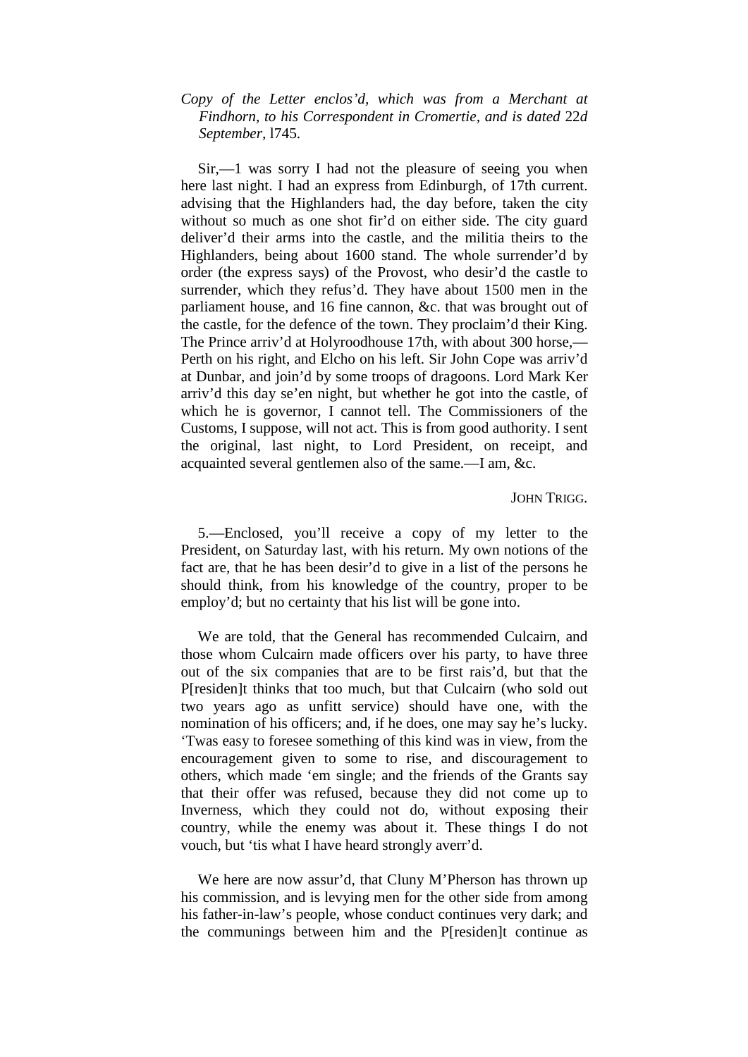*Copy of the Letter enclos'd, which was from a Merchant at Findhorn, to his Correspondent in Cromertie, and is dated* 22*d September,* l745.

Sir,—1 was sorry I had not the pleasure of seeing you when here last night. I had an express from Edinburgh, of 17th current. advising that the Highlanders had, the day before, taken the city without so much as one shot fir'd on either side. The city guard deliver'd their arms into the castle, and the militia theirs to the Highlanders, being about 1600 stand. The whole surrender'd by order (the express says) of the Provost, who desir'd the castle to surrender, which they refus'd. They have about 1500 men in the parliament house, and 16 fine cannon, &c. that was brought out of the castle, for the defence of the town. They proclaim'd their King. The Prince arriv'd at Holyroodhouse 17th, with about 300 horse,—Perth on his right, and Elcho on his left. Sir John Cope was arriv'd at Dunbar, and join'd by some troops of dragoons. Lord Mark Ker arriv'd this day se'en night, but whether he got into the castle, of which he is governor, I cannot tell. The Commissioners of the Customs, I suppose, will not act. This is from good authority. I sent the original, last night, to Lord President, on receipt, and acquainted several gentlemen also of the same.—I am, &c.

JOHN TRIGG.

5.—Enclosed, you'll receive a copy of my letter to the President, on Saturday last, with his return. My own notions of the fact are, that he has been desir'd to give in a list of the persons he should think, from his knowledge of the country, proper to be employ'd; but no certainty that his list will be gone into.

We are told, that the General has recommended Culcairn, and those whom Culcairn made officers over his party, to have three out of the six companies that are to be first rais'd, but that the P[residen]t thinks that too much, but that Culcairn (who sold out two years ago as unfitt service) should have one, with the nomination of his officers; and, if he does, one may say he's lucky. 'Twas easy to foresee something of this kind was in view, from the encouragement given to some to rise, and discouragement to others, which made 'em single; and the friends of the Grants say that their offer was refused, because they did not come up to Inverness, which they could not do, without exposing their country, while the enemy was about it. These things I do not vouch, but 'tis what I have heard strongly averr'd.

We here are now assur'd, that Cluny M'Pherson has thrown up his commission, and is levying men for the other side from among his father-in-law's people, whose conduct continues very dark; and the communings between him and the P[residen]t continue as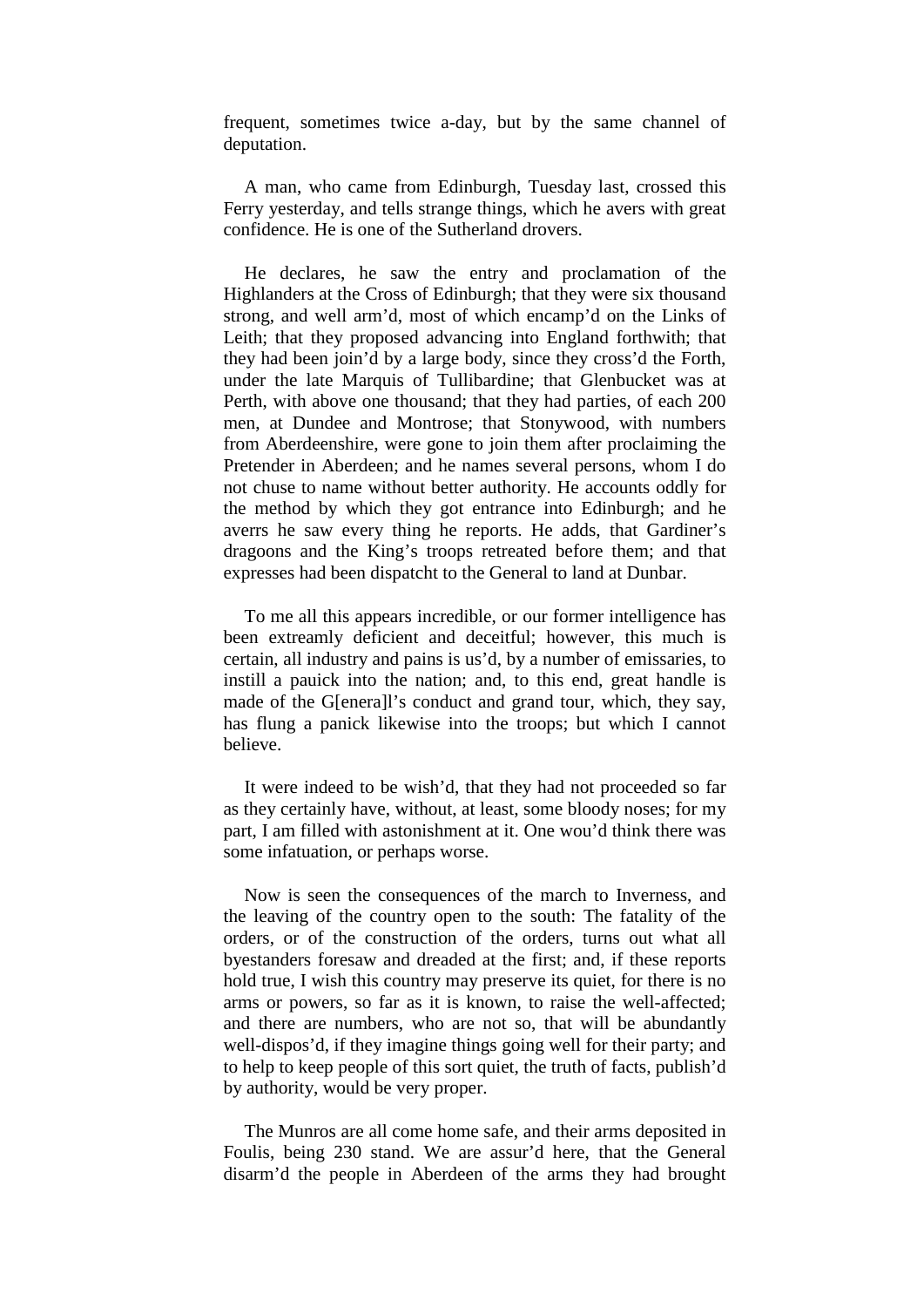frequent, sometimes twice a-day, but by the same channel of deputation.

A man, who came from Edinburgh, Tuesday last, crossed this Ferry yesterday, and tells strange things, which he avers with great confidence. He is one of the Sutherland drovers.

He declares, he saw the entry and proclamation of the Highlanders at the Cross of Edinburgh; that they were six thousand strong, and well arm'd, most of which encamp'd on the Links of Leith; that they proposed advancing into England forthwith; that they had been join'd by a large body, since they cross'd the Forth, under the late Marquis of Tullibardine; that Glenbucket was at Perth, with above one thousand; that they had parties, of each 200 men, at Dundee and Montrose; that Stonywood, with numbers from Aberdeenshire, were gone to join them after proclaiming the Pretender in Aberdeen; and he names several persons, whom I do not chuse to name without better authority. He accounts oddly for the method by which they got entrance into Edinburgh; and he averrs he saw every thing he reports. He adds, that Gardiner's dragoons and the King's troops retreated before them; and that expresses had been dispatcht to the General to land at Dunbar.

To me all this appears incredible, or our former intelligence has been extreamly deficient and deceitful; however, this much is certain, all industry and pains is us'd, by a number of emissaries, to instill a pauick into the nation; and, to this end, great handle is made of the G[enera]l's conduct and grand tour, which, they say, has flung a panick likewise into the troops; but which I cannot believe.

It were indeed to be wish'd, that they had not proceeded so far as they certainly have, without, at least, some bloody noses; for my part, I am filled with astonishment at it. One wou'd think there was some infatuation, or perhaps worse.

Now is seen the consequences of the march to Inverness, and the leaving of the country open to the south: The fatality of the orders, or of the construction of the orders, turns out what all byestanders foresaw and dreaded at the first; and, if these reports hold true, I wish this country may preserve its quiet, for there is no arms or powers, so far as it is known, to raise the well-affected; and there are numbers, who are not so, that will be abundantly well-dispos'd, if they imagine things going well for their party; and to help to keep people of this sort quiet, the truth of facts, publish'd by authority, would be very proper.

The Munros are all come home safe, and their arms deposited in Foulis, being 230 stand. We are assur'd here, that the General disarm'd the people in Aberdeen of the arms they had brought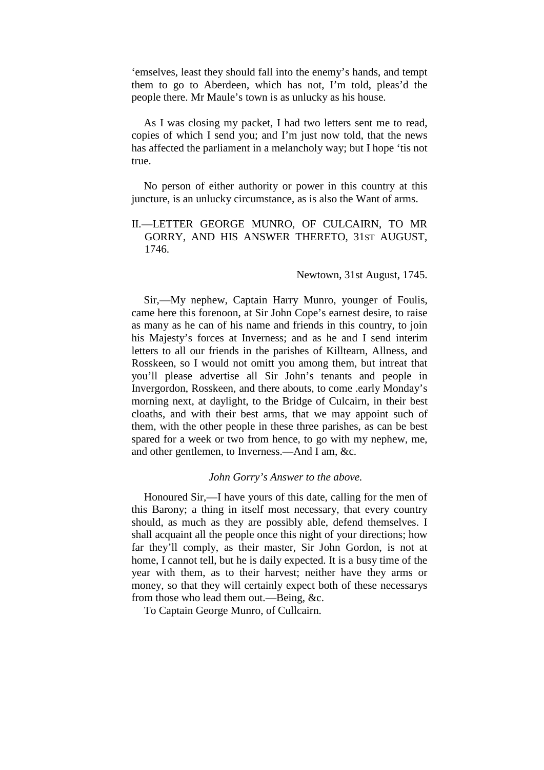‘emselves, least they should fall into the enemy’s hands, and tempt them to go to Aberdeen, which has not, I’m told, pleas’d the people there. Mr Maule’s town is as unlucky as his house.

As I was closing my packet, I had two letters sent me to read, copies of which I send you; and I’m just now told, that the news has affected the parliament in a melancholy way; but I hope ‘tis not true.

No person of either authority or power in this country at this juncture, is an unlucky circumstance, as is also the Want of arms.

## II.—LETTER GEORGE MUNRO, OF CULCAIRN, TO MR GORRY, AND HIS ANSWER THERETO, 31ST AUGUST, 1746.

Newtown, 31st August, 1745.

Sir,—My nephew, Captain Harry Munro, younger of Foulis, came here this forenoon, at Sir John Cope’s earnest desire, to raise as many as he can of his name and friends in this country, to join his Majesty’s forces at Inverness; and as he and I send interim letters to all our friends in the parishes of Killtearn, Allness, and Rosskeen, so I would not omitt you among them, but intreat that you’ll please advertise all Sir John’s tenants and people in Invergordon, Rosskeen, and there abouts, to come .early Monday’s morning next, at daylight, to the Bridge of Culcairn, in their best cloaths, and with their best arms, that we may appoint such of them, with the other people in these three parishes, as can be best spared for a week or two from hence, to go with my nephew, me, and other gentlemen, to Inverness.—And I am, &c.

*John Gorry’s Answer to the above.*

Honoured Sir,—I have yours of this date, calling for the men of this Barony; a thing in itself most necessary, that every country should, as much as they are possibly able, defend themselves. I shall acquaint all the people once this night of your directions; how far they’ll comply, as their master, Sir John Gordon, is not at home, I cannot tell, but he is daily expected. It is a busy time of the year with them, as to their harvest; neither have they arms or money, so that they will certainly expect both of these necessarys from those who lead them out.—Being, &c.

To Captain George Munro, of Cullcairn.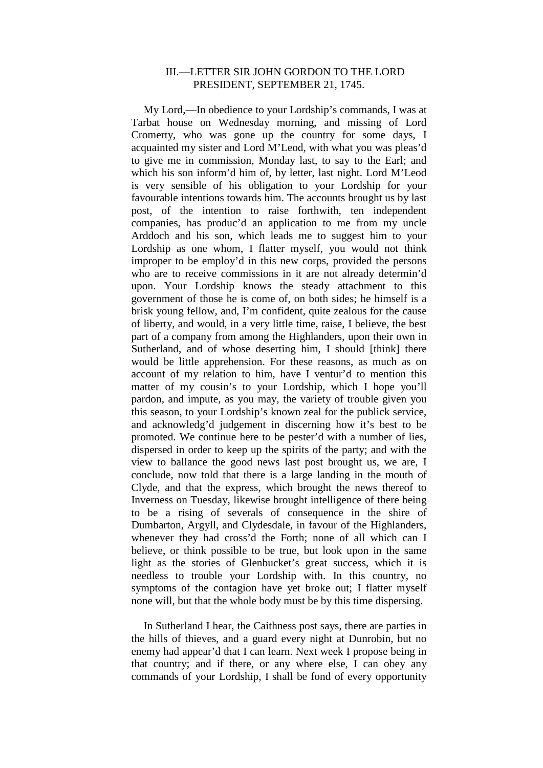### III.—LETTER SIR JOHN GORDON TO THE LORD PRESIDENT, SEPTEMBER 21, 1745.

My Lord,—In obedience to your Lordship's commands, I was at Tarbat house on Wednesday morning, and missing of Lord Cromerty, who was gone up the country for some days, I acquainted my sister and Lord M'Leod, with what you was pleas'd to give me in commission, Monday last, to say to the Earl; and which his son inform'd him of, by letter, last night. Lord M'Leod is very sensible of his obligation to your Lordship for your favourable intentions towards him. The accounts brought us by last post, of the intention to raise forthwith, ten independent companies, has produc'd an application to me from my uncle Arddoch and his son, which leads me to suggest him to your Lordship as one whom, I flatter myself, you would not think improper to be employ'd in this new corps, provided the persons who are to receive commissions in it are not already determin'd upon. Your Lordship knows the steady attachment to this government of those he is come of, on both sides; he himself is a brisk young fellow, and, I'm confident, quite zealous for the cause of liberty, and would, in a very little time, raise, I believe, the best part of a company from among the Highlanders, upon their own in Sutherland, and of whose deserting him, I should [think] there would be little apprehension. For these reasons, as much as on account of my relation to him, have I ventur'd to mention this matter of my cousin's to your Lordship, which I hope you'll pardon, and impute, as you may, the variety of trouble given you this season, to your Lordship's known zeal for the publick service, and acknowledg'd judgement in discerning how it's best to be promoted. We continue here to be pester'd with a number of lies, dispersed in order to keep up the spirits of the party; and with the view to ballance the good news last post brought us, we are, I conclude, now told that there is a large landing in the mouth of Clyde, and that the express, which brought the news thereof to Inverness on Tuesday, likewise brought intelligence of there being to be a rising of severals of consequence in the shire of Dumbarton, Argyll, and Clydesdale, in favour of the Highlanders, whenever they had cross'd the Forth; none of all which can I believe, or think possible to be true, but look upon in the same light as the stories of Glenbucket's great success, which it is needless to trouble your Lordship with. In this country, no symptoms of the contagion have yet broke out; I flatter myself none will, but that the whole body must be by this time dispersing.

In Sutherland I hear, the Caithness post says, there are parties in the hills of thieves, and a guard every night at Dunrobin, but no enemy had appear'd that I can learn. Next week I propose being in that country; and if there, or any where else, I can obey any commands of your Lordship, I shall be fond of every opportunity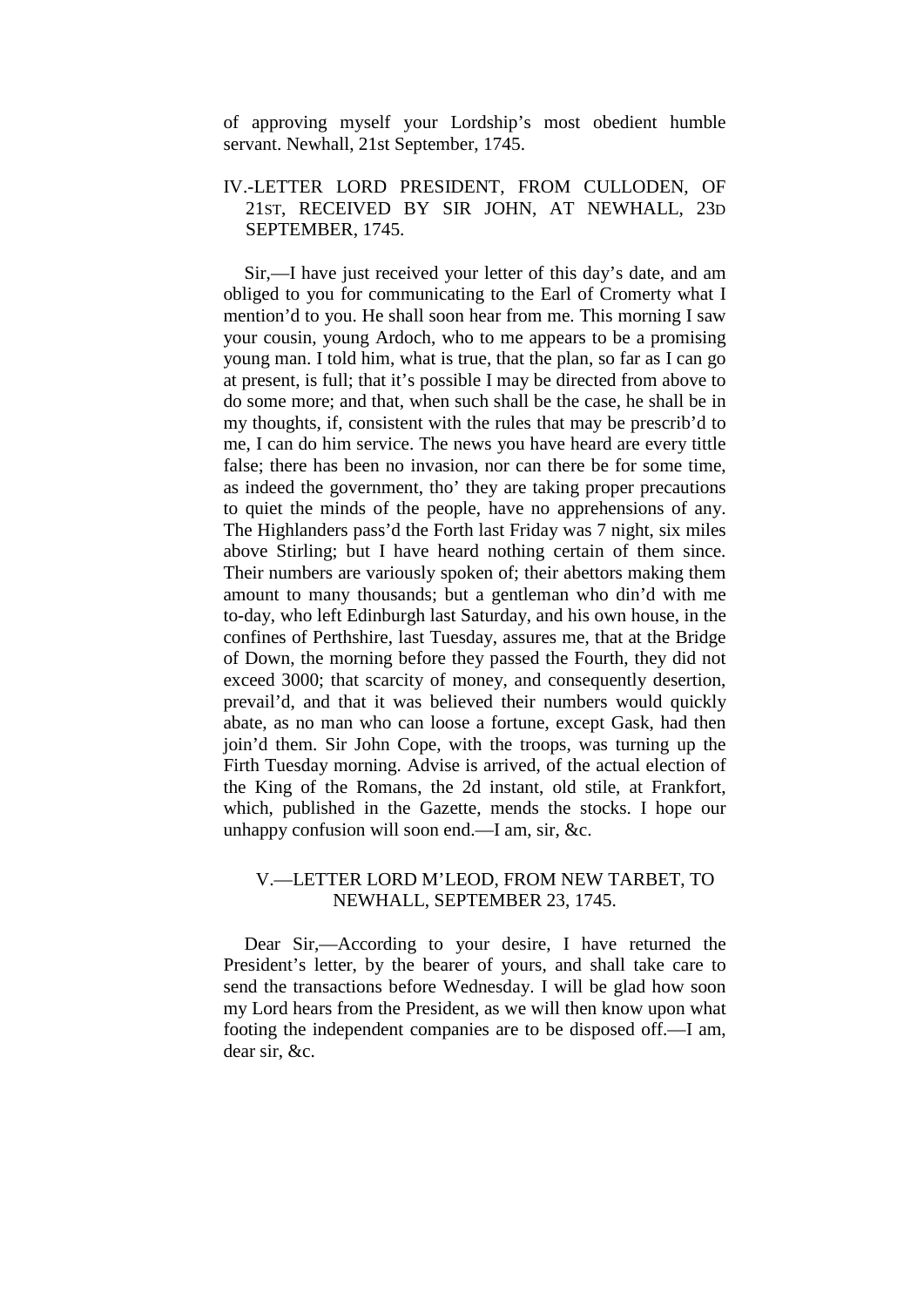of approving myself your Lordship's most obedient humble servant. Newhall, 21st September, 1745.

### IV.-LETTER LORD PRESIDENT, FROM CULLODEN, OF 21ST, RECEIVED BY SIR JOHN, AT NEWHALL, 23D SEPTEMBER, 1745.

Sir,—I have just received your letter of this day's date, and am obliged to you for communicating to the Earl of Cromerty what I mention'd to you. He shall soon hear from me. This morning I saw your cousin, young Ardoch, who to me appears to be a promising young man. I told him, what is true, that the plan, so far as I can go at present, is full; that it's possible I may be directed from above to do some more; and that, when such shall be the case, he shall be in my thoughts, if, consistent with the rules that may be prescrib'd to me, I can do him service. The news you have heard are every tittle false; there has been no invasion, nor can there be for some time, as indeed the government, tho' they are taking proper precautions to quiet the minds of the people, have no apprehensions of any. The Highlanders pass'd the Forth last Friday was 7 night, six miles above Stirling; but I have heard nothing certain of them since. Their numbers are variously spoken of; their abettors making them amount to many thousands; but a gentleman who din'd with me to-day, who left Edinburgh last Saturday, and his own house, in the confines of Perthshire, last Tuesday, assures me, that at the Bridge of Down, the morning before they passed the Fourth, they did not exceed 3000; that scarcity of money, and consequently desertion, prevail'd, and that it was believed their numbers would quickly abate, as no man who can loose a fortune, except Gask, had then join'd them. Sir John Cope, with the troops, was turning up the Firth Tuesday morning. Advise is arrived, of the actual election of the King of the Romans, the 2d instant, old stile, at Frankfort, which, published in the Gazette, mends the stocks. I hope our unhappy confusion will soon end.—I am, sir, &c.

### V.—LETTER LORD M'LEOD, FROM NEW TARBET, TO NEWHALL, SEPTEMBER 23, 1745.

Dear Sir,—According to your desire, I have returned the President's letter, by the bearer of yours, and shall take care to send the transactions before Wednesday. I will be glad how soon my Lord hears from the President, as we will then know upon what footing the independent companies are to be disposed off.—I am, dear sir, &c.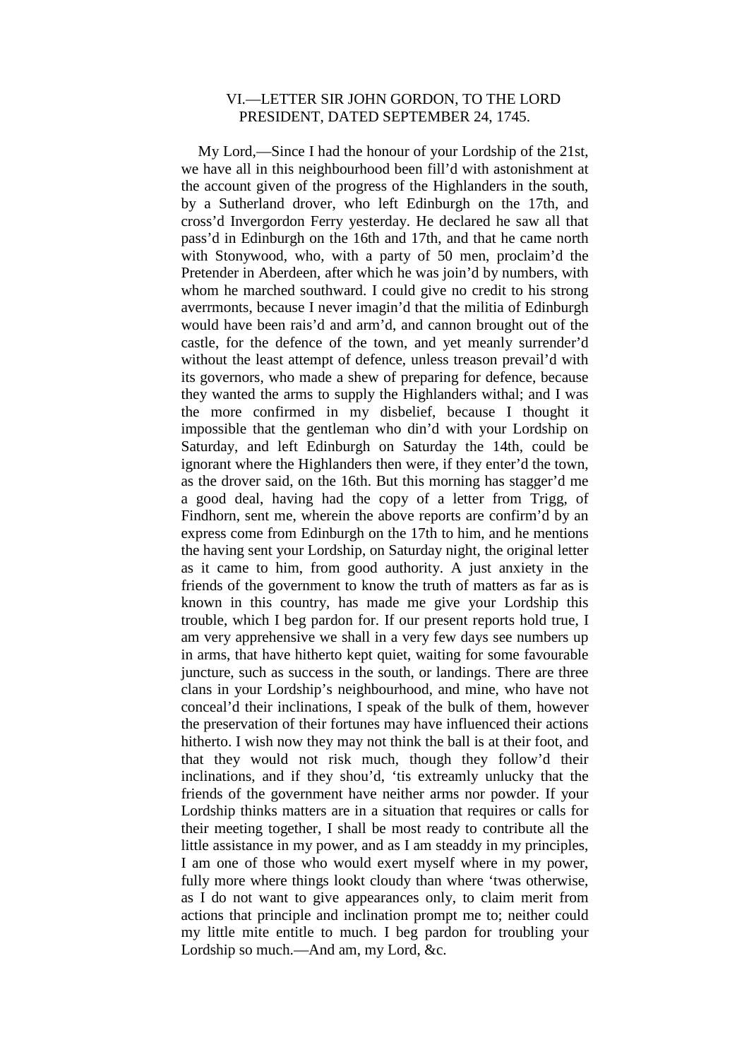## VI.—LETTER SIR JOHN GORDON, TO THE LORD PRESIDENT, DATED SEPTEMBER 24, 1745.

My Lord,—Since I had the honour of your Lordship of the 21st, we have all in this neighbourhood been fill'd with astonishment at the account given of the progress of the Highlanders in the south, by a Sutherland drover, who left Edinburgh on the 17th, and cross'd Invergordon Ferry yesterday. He declared he saw all that pass'd in Edinburgh on the 16th and 17th, and that he came north with Stonywood, who, with a party of 50 men, proclaim'd the Pretender in Aberdeen, after which he was join'd by numbers, with whom he marched southward. I could give no credit to his strong averrmonts, because I never imagin'd that the militia of Edinburgh would have been rais'd and arm'd, and cannon brought out of the castle, for the defence of the town, and yet meanly surrender'd without the least attempt of defence, unless treason prevail'd with its governors, who made a shew of preparing for defence, because they wanted the arms to supply the Highlanders withal; and I was the more confirmed in my disbelief, because I thought it impossible that the gentleman who din'd with your Lordship on Saturday, and left Edinburgh on Saturday the 14th, could be ignorant where the Highlanders then were, if they enter'd the town, as the drover said, on the 16th. But this morning has stagger'd me a good deal, having had the copy of a letter from Trigg, of Findhorn, sent me, wherein the above reports are confirm'd by an express come from Edinburgh on the 17th to him, and he mentions the having sent your Lordship, on Saturday night, the original letter as it came to him, from good authority. A just anxiety in the friends of the government to know the truth of matters as far as is known in this country, has made me give your Lordship this trouble, which I beg pardon for. If our present reports hold true, I am very apprehensive we shall in a very few days see numbers up in arms, that have hitherto kept quiet, waiting for some favourable juncture, such as success in the south, or landings. There are three clans in your Lordship's neighbourhood, and mine, who have not conceal'd their inclinations, I speak of the bulk of them, however the preservation of their fortunes may have influenced their actions hitherto. I wish now they may not think the ball is at their foot, and that they would not risk much, though they follow'd their inclinations, and if they shou'd, 'tis extreamly unlucky that the friends of the government have neither arms nor powder. If your Lordship thinks matters are in a situation that requires or calls for their meeting together, I shall be most ready to contribute all the little assistance in my power, and as I am steaddy in my principles, I am one of those who would exert myself where in my power, fully more where things lookt cloudy than where 'twas otherwise, as I do not want to give appearances only, to claim merit from actions that principle and inclination prompt me to; neither could my little mite entitle to much. I beg pardon for troubling your Lordship so much.—And am, my Lord, &c.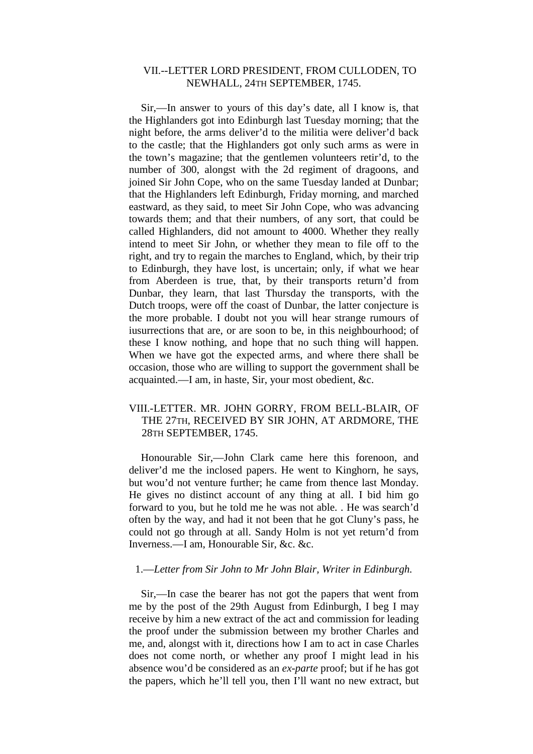## VII.--LETTER LORD PRESIDENT, FROM CULLODEN, TO NEWHALL, 24TH SEPTEMBER, 1745.

Sir,—In answer to yours of this day's date, all I know is, that the Highlanders got into Edinburgh last Tuesday morning; that the night before, the arms deliver'd to the militia were deliver'd back to the castle; that the Highlanders got only such arms as were in the town's magazine; that the gentlemen volunteers retir'd, to the number of 300, alongst with the 2d regiment of dragoons, and joined Sir John Cope, who on the same Tuesday landed at Dunbar; that the Highlanders left Edinburgh, Friday morning, and marched eastward, as they said, to meet Sir John Cope, who was advancing towards them; and that their numbers, of any sort, that could be called Highlanders, did not amount to 4000. Whether they really intend to meet Sir John, or whether they mean to file off to the right, and try to regain the marches to England, which, by their trip to Edinburgh, they have lost, is uncertain; only, if what we hear from Aberdeen is true, that, by their transports return'd from Dunbar, they learn, that last Thursday the transports, with the Dutch troops, were off the coast of Dunbar, the latter conjecture is the more probable. I doubt not you will hear strange rumours of iusurrections that are, or are soon to be, in this neighbourhood; of these I know nothing, and hope that no such thing will happen. When we have got the expected arms, and where there shall be occasion, those who are willing to support the government shall be acquainted.—I am, in haste, Sir, your most obedient, &c.

## VIII.-LETTER. MR. JOHN GORRY, FROM BELL-BLAIR, OF THE 27TH, RECEIVED BY SIR JOHN, AT ARDMORE, THE 28TH SEPTEMBER, 1745.

Honourable Sir,—John Clark came here this forenoon, and deliver'd me the inclosed papers. He went to Kinghorn, he says, but wou'd not venture further; he came from thence last Monday. He gives no distinct account of any thing at all. I bid him go forward to you, but he told me he was not able. . He was search'd often by the way, and had it not been that he got Cluny's pass, he could not go through at all. Sandy Holm is not yet return'd from Inverness.—I am, Honourable Sir, &c. &c.

1.—*Letter from Sir John to Mr John Blair, Writer in Edinburgh.*

Sir,—In case the bearer has not got the papers that went from me by the post of the 29th August from Edinburgh, I beg I may receive by him a new extract of the act and commission for leading the proof under the submission between my brother Charles and me, and, alongst with it, directions how I am to act in case Charles does not come north, or whether any proof I might lead in his absence wou'd be considered as an *ex-parte* proof; but if he has got the papers, which he'll tell you, then I'll want no new extract, but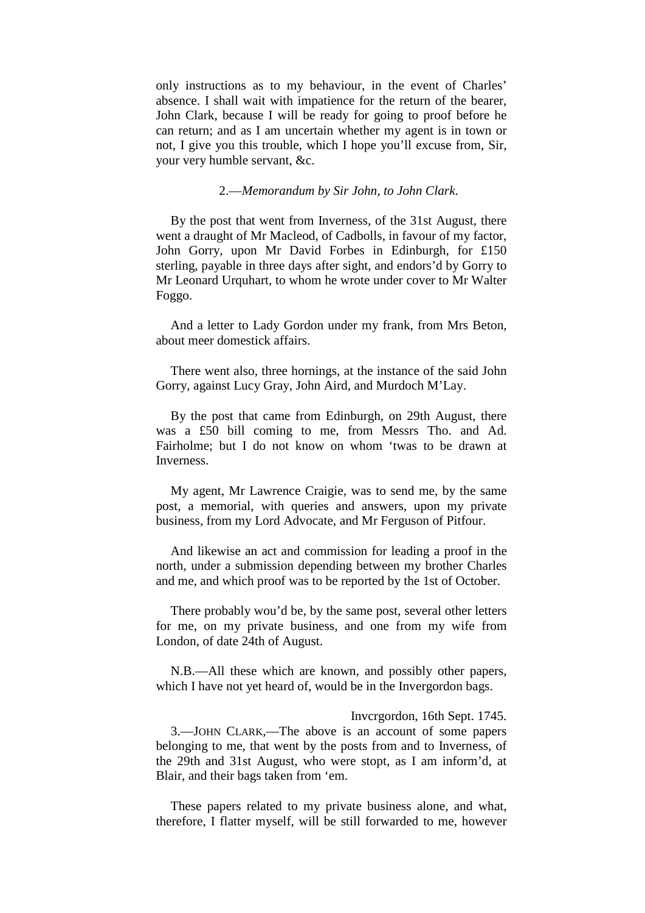only instructions as to my behaviour, in the event of Charles' absence. I shall wait with impatience for the return of the bearer, John Clark, because I will be ready for going to proof before he can return; and as I am uncertain whether my agent is in town or not, I give you this trouble, which I hope you'll excuse from, Sir, your very humble servant, &c.

2.—*Memorandum by Sir John, to John Clark.*

By the post that went from Inverness, of the 31st August, there went a draught of Mr Macleod, of Cadbolls, in favour of my factor, John Gorry, upon Mr David Forbes in Edinburgh, for £150 sterling, payable in three days after sight, and endors'd by Gorry to Mr Leonard Urquhart, to whom he wrote under cover to Mr Walter Foggo.

And a letter to Lady Gordon under my frank, from Mrs Beton, about meer domestick affairs.

There went also, three hornings, at the instance of the said John Gorry, against Lucy Gray, John Aird, and Murdoch M'Lay.

By the post that came from Edinburgh, on 29th August, there was a £50 bill coming to me, from Messrs Tho. and Ad. Fairholme; but I do not know on whom 'twas to be drawn at Inverness.

My agent, Mr Lawrence Craigie, was to send me, by the same post, a memorial, with queries and answers, upon my private business, from my Lord Advocate, and Mr Ferguson of Pitfour.

And likewise an act and commission for leading a proof in the north, under a submission depending between my brother Charles and me, and which proof was to be reported by the 1st of October.

There probably wou'd be, by the same post, several other letters for me, on my private business, and one from my wife from London, of date 24th of August.

N.B.—All these which are known, and possibly other papers, which I have not yet heard of, would be in the Invergordon bags.

Invcrgordon, 16th Sept. 1745.

3.—John Clark,—The above is an account of some papers belonging to me, that went by the posts from and to Inverness, of the 29th and 31st August, who were stopt, as I am inform'd, at Blair, and their bags taken from 'em.

These papers related to my private business alone, and what, therefore, I flatter myself, will be still forwarded to me, however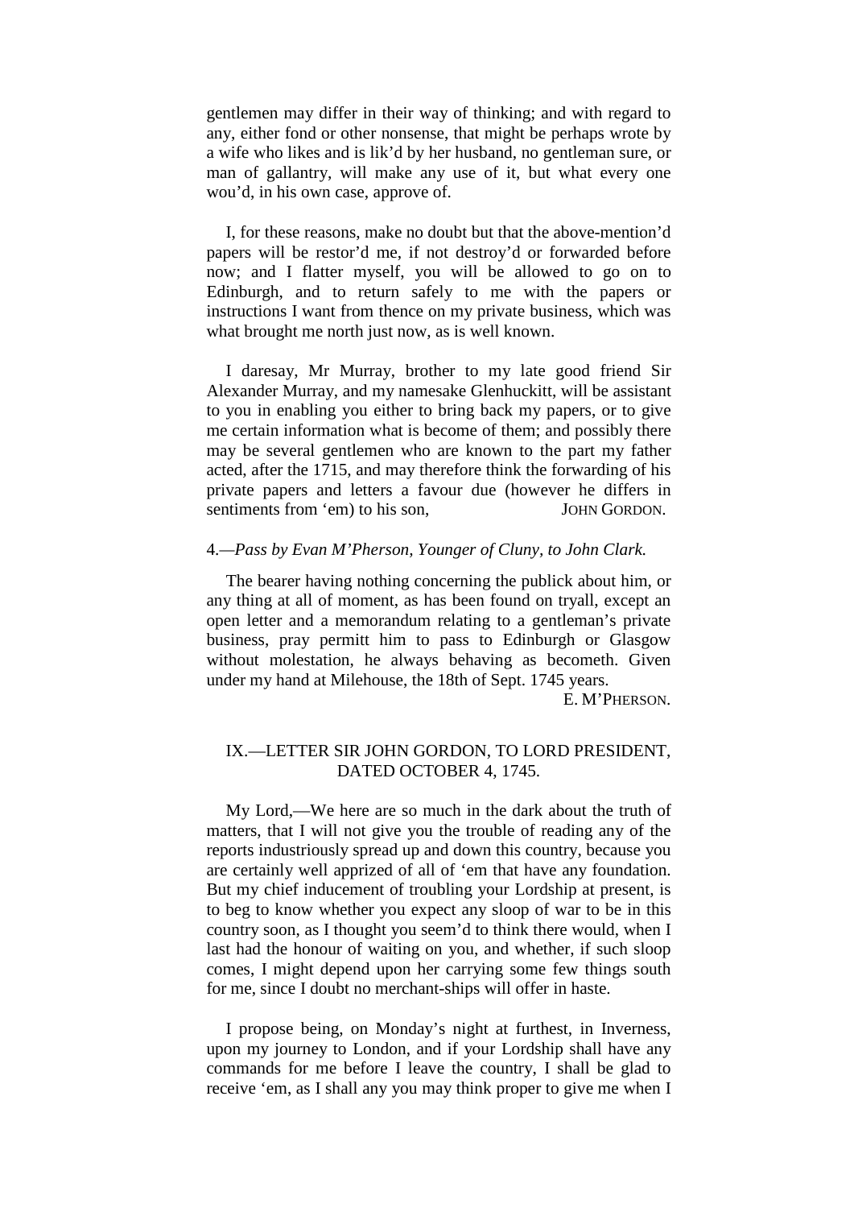gentlemen may differ in their way of thinking; and with regard to any, either fond or other nonsense, that might be perhaps wrote by a wife who likes and is lik'd by her husband, no gentleman sure, or man of gallantry, will make any use of it, but what every one wou'd, in his own case, approve of.

I, for these reasons, make no doubt but that the above-mention'd papers will be restor'd me, if not destroy'd or forwarded before now; and I flatter myself, you will be allowed to go on to Edinburgh, and to return safely to me with the papers or instructions I want from thence on my private business, which was what brought me north just now, as is well known.

I daresay, Mr Murray, brother to my late good friend Sir Alexander Murray, and my namesake Glenhuckitt, will be assistant to you in enabling you either to bring back my papers, or to give me certain information what is become of them; and possibly there may be several gentlemen who are known to the part my father acted, after the 1715, and may therefore think the forwarding of his private papers and letters a favour due (however he differs in sentiments from 'em) to his son, JOHN GORDON.

4.—*Pass by Evan M'Pherson, Younger of Cluny, to John Clark.*

The bearer having nothing concerning the publick about him, or any thing at all of moment, as has been found on tryall, except an open letter and a memorandum relating to a gentleman's private business, pray permitt him to pass to Edinburgh or Glasgow without molestation, he always behaving as becometh. Given under my hand at Milehouse, the 18th of Sept. 1745 years.

E. M'PHERSON.

## IX.—LETTER SIR JOHN GORDON, TO LORD PRESIDENT, DATED OCTOBER 4, 1745.

My Lord,—We here are so much in the dark about the truth of matters, that I will not give you the trouble of reading any of the reports industriously spread up and down this country, because you are certainly well apprized of all of 'em that have any foundation. But my chief inducement of troubling your Lordship at present, is to beg to know whether you expect any sloop of war to be in this country soon, as I thought you seem'd to think there would, when I last had the honour of waiting on you, and whether, if such sloop comes, I might depend upon her carrying some few things south for me, since I doubt no merchant-ships will offer in haste.

I propose being, on Monday's night at furthest, in Inverness, upon my journey to London, and if your Lordship shall have any commands for me before I leave the country, I shall be glad to receive 'em, as I shall any you may think proper to give me when I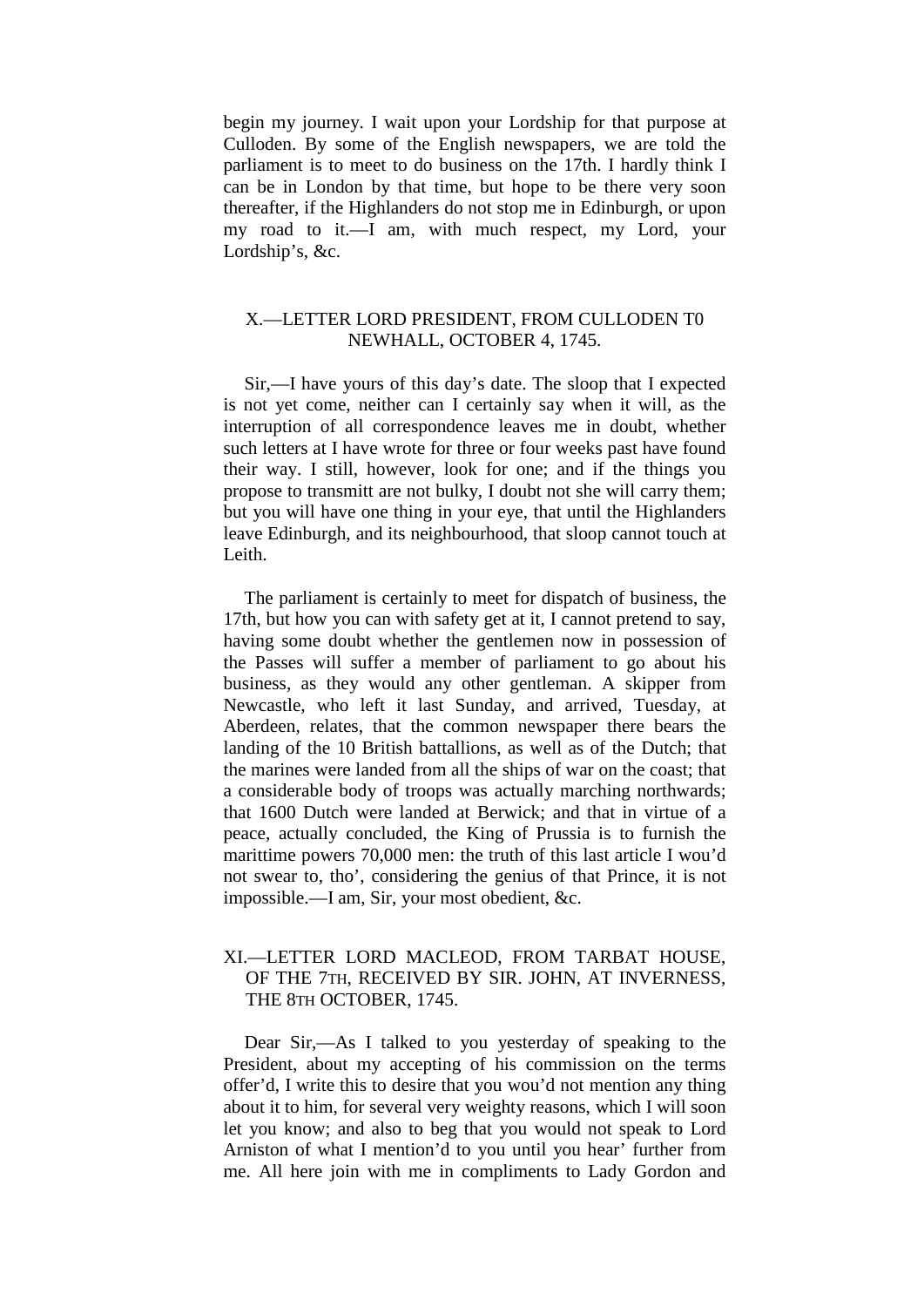begin my journey. I wait upon your Lordship for that purpose at Culloden. By some of the English newspapers, we are told the parliament is to meet to do business on the 17th. I hardly think I can be in London by that time, but hope to be there very soon thereafter, if the Highlanders do not stop me in Edinburgh, or upon my road to it.—I am, with much respect, my Lord, your Lordship's, &c.

### X.—LETTER LORD PRESIDENT, FROM CULLODEN T0 NEWHALL, OCTOBER 4, 1745.

Sir,—I have yours of this day's date. The sloop that I expected is not yet come, neither can I certainly say when it will, as the interruption of all correspondence leaves me in doubt, whether such letters at I have wrote for three or four weeks past have found their way. I still, however, look for one; and if the things you propose to transmitt are not bulky, I doubt not she will carry them; but you will have one thing in your eye, that until the Highlanders leave Edinburgh, and its neighbourhood, that sloop cannot touch at Leith.

The parliament is certainly to meet for dispatch of business, the 17th, but how you can with safety get at it, I cannot pretend to say, having some doubt whether the gentlemen now in possession of the Passes will suffer a member of parliament to go about his business, as they would any other gentleman. A skipper from Newcastle, who left it last Sunday, and arrived, Tuesday, at Aberdeen, relates, that the common newspaper there bears the landing of the 10 British battallions, as well as of the Dutch; that the marines were landed from all the ships of war on the coast; that a considerable body of troops was actually marching northwards; that 1600 Dutch were landed at Berwick; and that in virtue of a peace, actually concluded, the King of Prussia is to furnish the marittime powers 70,000 men: the truth of this last article I wou'd not swear to, tho', considering the genius of that Prince, it is not impossible.—I am, Sir, your most obedient, &c.

### XI.—LETTER LORD MACLEOD, FROM TARBAT HOUSE, OF THE 7TH, RECEIVED BY SIR. JOHN, AT INVERNESS, THE 8TH OCTOBER, 1745.

Dear Sir,—As I talked to you yesterday of speaking to the President, about my accepting of his commission on the terms offer'd, I write this to desire that you wou'd not mention any thing about it to him, for several very weighty reasons, which I will soon let you know; and also to beg that you would not speak to Lord Arniston of what I mention'd to you until you hear' further from me. All here join with me in compliments to Lady Gordon and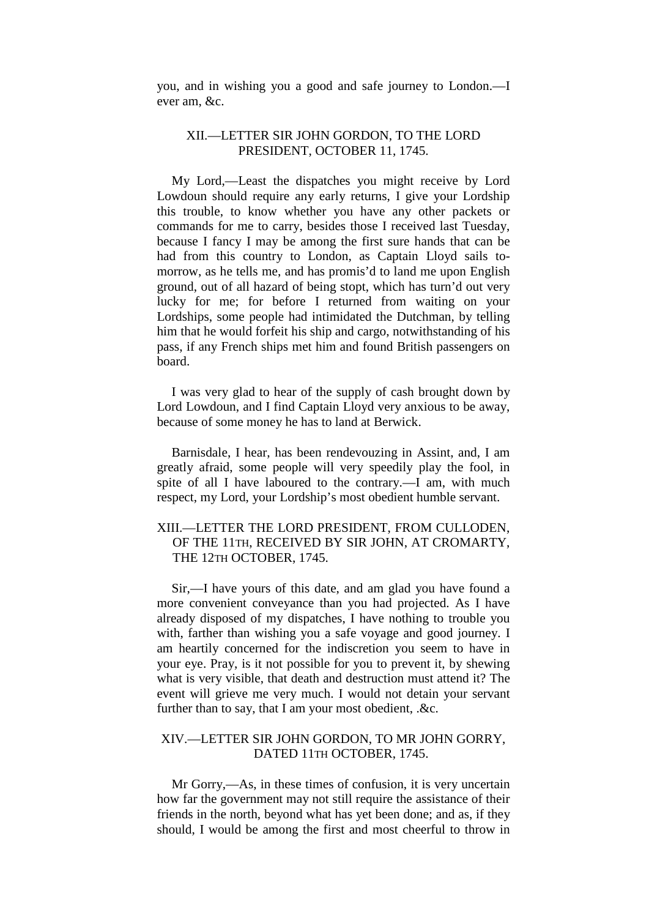you, and in wishing you a good and safe journey to London.—I ever am, &c.

### XII.—LETTER SIR JOHN GORDON, TO THE LORD PRESIDENT, OCTOBER 11, 1745.

My Lord,—Least the dispatches you might receive by Lord Lowdoun should require any early returns, I give your Lordship this trouble, to know whether you have any other packets or commands for me to carry, besides those I received last Tuesday, because I fancy I may be among the first sure hands that can be had from this country to London, as Captain Lloyd sails to-morrow, as he tells me, and has promis'd to land me upon English ground, out of all hazard of being stopt, which has turn'd out very lucky for me; for before I returned from waiting on your Lordships, some people had intimidated the Dutchman, by telling him that he would forfeit his ship and cargo, notwithstanding of his pass, if any French ships met him and found British passengers on board.

I was very glad to hear of the supply of cash brought down by Lord Lowdoun, and I find Captain Lloyd very anxious to be away, because of some money he has to land at Berwick.

Barnisdale, I hear, has been rendevouzing in Assint, and, I am greatly afraid, some people will very speedily play the fool, in spite of all I have laboured to the contrary.—I am, with much respect, my Lord, your Lordship's most obedient humble servant.

### XIII.—LETTER THE LORD PRESIDENT, FROM CULLODEN, OF THE 11TH, RECEIVED BY SIR JOHN, AT CROMARTY, THE 12TH OCTOBER, 1745.

Sir,—I have yours of this date, and am glad you have found a more convenient conveyance than you had projected. As I have already disposed of my dispatches, I have nothing to trouble you with, farther than wishing you a safe voyage and good journey. I am heartily concerned for the indiscretion you seem to have in your eye. Pray, is it not possible for you to prevent it, by shewing what is very visible, that death and destruction must attend it? The event will grieve me very much. I would not detain your servant further than to say, that I am your most obedient, .&c.

### XIV.—LETTER SIR JOHN GORDON, TO MR JOHN GORRY, DATED 11TH OCTOBER, 1745.

Mr Gorry,—As, in these times of confusion, it is very uncertain how far the government may not still require the assistance of their friends in the north, beyond what has yet been done; and as, if they should, I would be among the first and most cheerful to throw in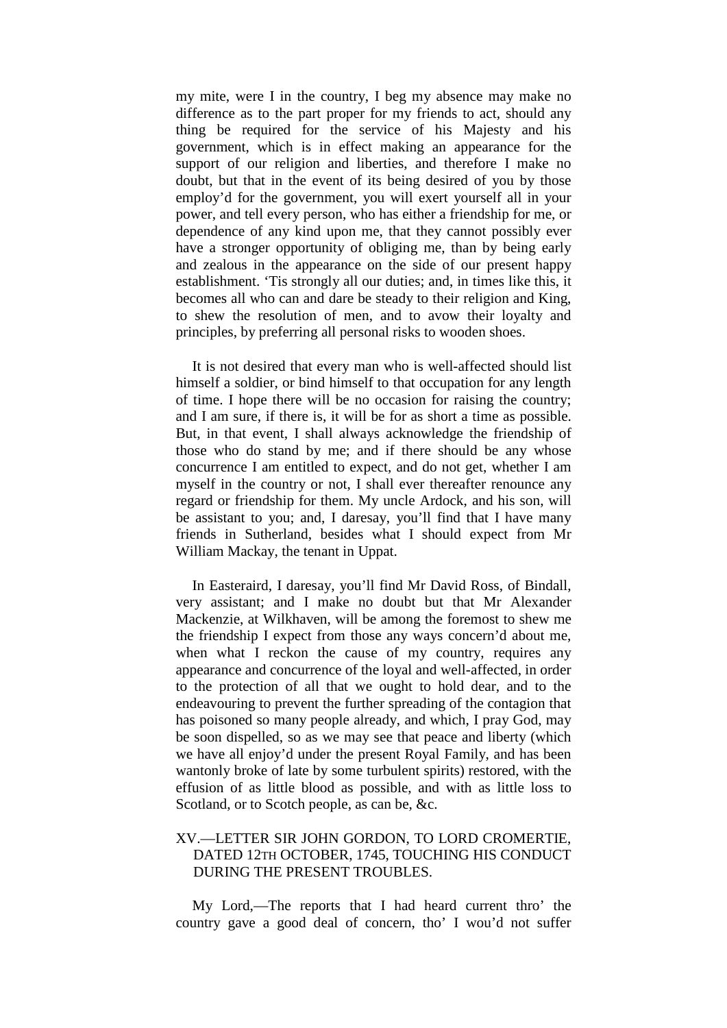my mite, were I in the country, I beg my absence may make no difference as to the part proper for my friends to act, should any thing be required for the service of his Majesty and his government, which is in effect making an appearance for the support of our religion and liberties, and therefore I make no doubt, but that in the event of its being desired of you by those employ'd for the government, you will exert yourself all in your power, and tell every person, who has either a friendship for me, or dependence of any kind upon me, that they cannot possibly ever have a stronger opportunity of obliging me, than by being early and zealous in the appearance on the side of our present happy establishment. 'Tis strongly all our duties; and, in times like this, it becomes all who can and dare be steady to their religion and King, to shew the resolution of men, and to avow their loyalty and principles, by preferring all personal risks to wooden shoes.

It is not desired that every man who is well-affected should list himself a soldier, or bind himself to that occupation for any length of time. I hope there will be no occasion for raising the country; and I am sure, if there is, it will be for as short a time as possible. But, in that event, I shall always acknowledge the friendship of those who do stand by me; and if there should be any whose concurrence I am entitled to expect, and do not get, whether I am myself in the country or not, I shall ever thereafter renounce any regard or friendship for them. My uncle Ardock, and his son, will be assistant to you; and, I daresay, you'll find that I have many friends in Sutherland, besides what I should expect from Mr William Mackay, the tenant in Uppat.

In Easteraird, I daresay, you'll find Mr David Ross, of Bindall, very assistant; and I make no doubt but that Mr Alexander Mackenzie, at Wilkhaven, will be among the foremost to shew me the friendship I expect from those any ways concern'd about me, when what I reckon the cause of my country, requires any appearance and concurrence of the loyal and well-affected, in order to the protection of all that we ought to hold dear, and to the endeavouring to prevent the further spreading of the contagion that has poisoned so many people already, and which, I pray God, may be soon dispelled, so as we may see that peace and liberty (which we have all enjoy'd under the present Royal Family, and has been wantonly broke of late by some turbulent spirits) restored, with the effusion of as little blood as possible, and with as little loss to Scotland, or to Scotch people, as can be, &c.

## XV.—LETTER SIR JOHN GORDON, TO LORD CROMERTIE, DATED 12TH OCTOBER, 1745, TOUCHING HIS CONDUCT DURING THE PRESENT TROUBLES.

My Lord,—The reports that I had heard current thro' the country gave a good deal of concern, tho' I wou'd not suffer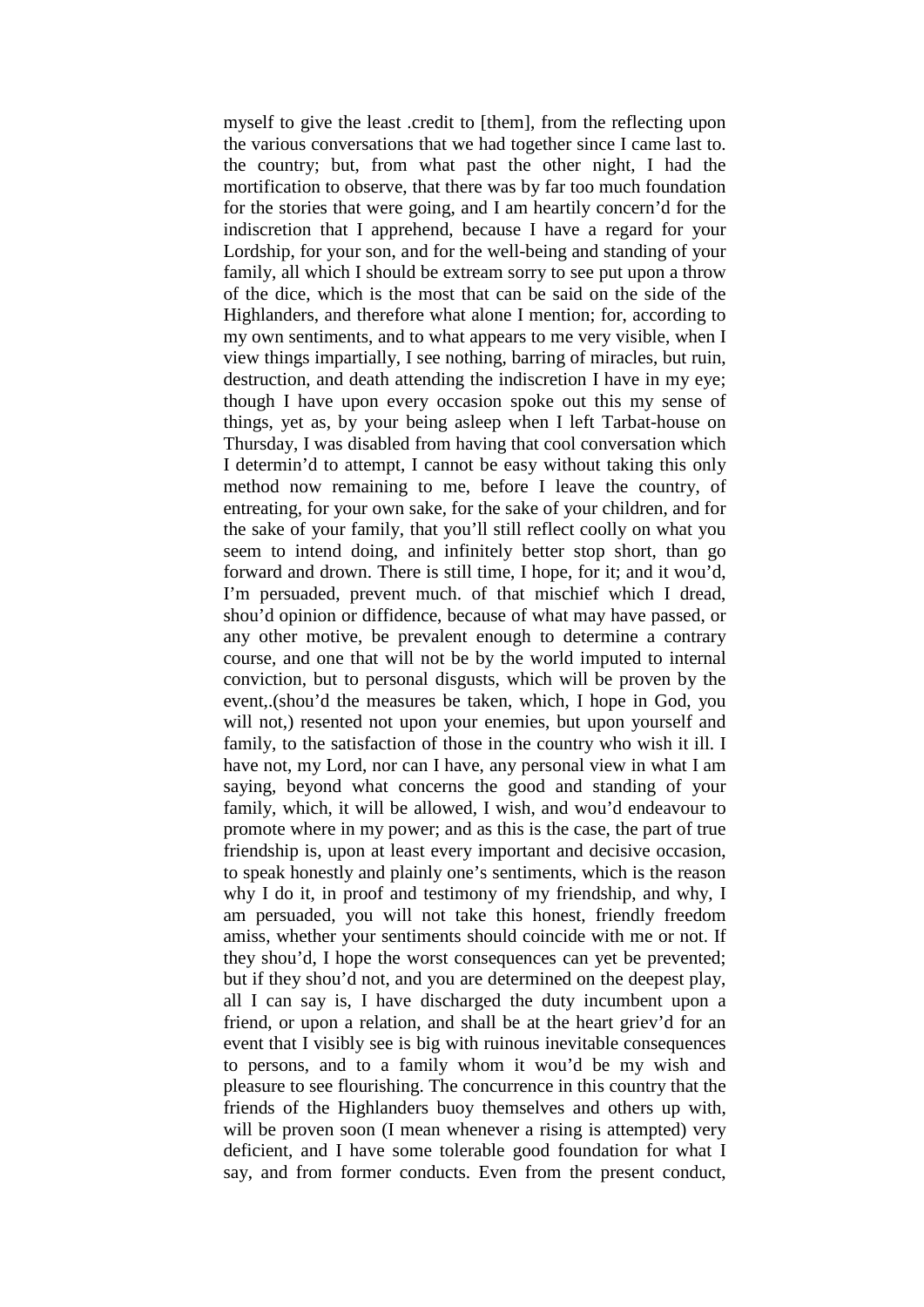myself to give the least .credit to [them], from the reflecting upon the various conversations that we had together since I came last to. the country; but, from what past the other night, I had the mortification to observe, that there was by far too much foundation for the stories that were going, and I am heartily concern'd for the indiscretion that I apprehend, because I have a regard for your Lordship, for your son, and for the well-being and standing of your family, all which I should be extream sorry to see put upon a throw of the dice, which is the most that can be said on the side of the Highlanders, and therefore what alone I mention; for, according to my own sentiments, and to what appears to me very visible, when I view things impartially, I see nothing, barring of miracles, but ruin, destruction, and death attending the indiscretion I have in my eye; though I have upon every occasion spoke out this my sense of things, yet as, by your being asleep when I left Tarbat-house on Thursday, I was disabled from having that cool conversation which I determin'd to attempt, I cannot be easy without taking this only method now remaining to me, before I leave the country, of entreating, for your own sake, for the sake of your children, and for the sake of your family, that you'll still reflect coolly on what you seem to intend doing, and infinitely better stop short, than go forward and drown. There is still time, I hope, for it; and it wou'd, I'm persuaded, prevent much. of that mischief which I dread, shou'd opinion or diffidence, because of what may have passed, or any other motive, be prevalent enough to determine a contrary course, and one that will not be by the world imputed to internal conviction, but to personal disgusts, which will be proven by the event,.(shou'd the measures be taken, which, I hope in God, you will not,) resented not upon your enemies, but upon yourself and family, to the satisfaction of those in the country who wish it ill. I have not, my Lord, nor can I have, any personal view in what I am saying, beyond what concerns the good and standing of your family, which, it will be allowed, I wish, and wou'd endeavour to promote where in my power; and as this is the case, the part of true friendship is, upon at least every important and decisive occasion, to speak honestly and plainly one's sentiments, which is the reason why I do it, in proof and testimony of my friendship, and why, I am persuaded, you will not take this honest, friendly freedom amiss, whether your sentiments should coincide with me or not. If they shou'd, I hope the worst consequences can yet be prevented; but if they shou'd not, and you are determined on the deepest play, all I can say is, I have discharged the duty incumbent upon a friend, or upon a relation, and shall be at the heart griev'd for an event that I visibly see is big with ruinous inevitable consequences to persons, and to a family whom it wou'd be my wish and pleasure to see flourishing. The concurrence in this country that the friends of the Highlanders buoy themselves and others up with, will be proven soon (I mean whenever a rising is attempted) very deficient, and I have some tolerable good foundation for what I say, and from former conducts. Even from the present conduct,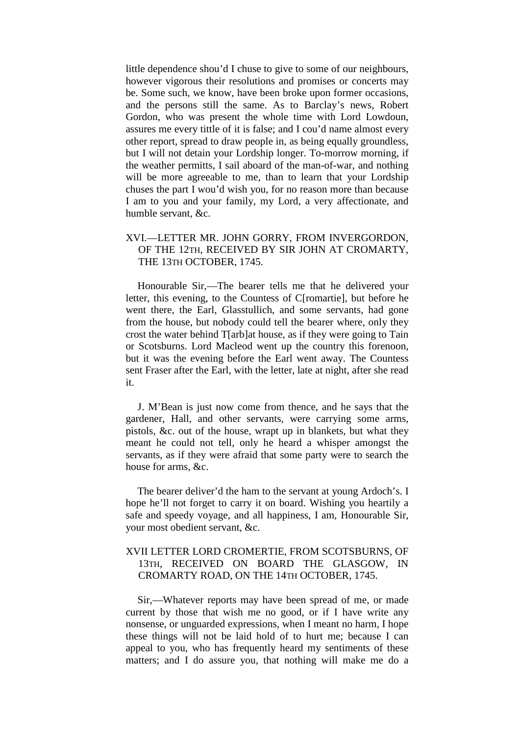little dependence shou'd I chuse to give to some of our neighbours, however vigorous their resolutions and promises or concerts may be. Some such, we know, have been broke upon former occasions, and the persons still the same. As to Barclay's news, Robert Gordon, who was present the whole time with Lord Lowdoun, assures me every tittle of it is false; and I cou'd name almost every other report, spread to draw people in, as being equally groundless, but I will not detain your Lordship longer. To-morrow morning, if the weather permitts, I sail aboard of the man-of-war, and nothing will be more agreeable to me, than to learn that your Lordship chuses the part I wou'd wish you, for no reason more than because I am to you and your family, my Lord, a very affectionate, and humble servant, &c.

### XVI.—LETTER MR. JOHN GORRY, FROM INVERGORDON, OF THE 12TH, RECEIVED BY SIR JOHN AT CROMARTY, THE 13TH OCTOBER, 1745.

Honourable Sir,—The bearer tells me that he delivered your letter, this evening, to the Countess of C[romartie], but before he went there, the Earl, Glasstullich, and some servants, had gone from the house, but nobody could tell the bearer where, only they crost the water behind T[arb]at house, as if they were going to Tain or Scotsburns. Lord Macleod went up the country this forenoon, but it was the evening before the Earl went away. The Countess sent Fraser after the Earl, with the letter, late at night, after she read it.

J. M'Bean is just now come from thence, and he says that the gardener, Hall, and other servants, were carrying some arms, pistols, &c. out of the house, wrapt up in blankets, but what they meant he could not tell, only he heard a whisper amongst the servants, as if they were afraid that some party were to search the house for arms, &c.

The bearer deliver'd the ham to the servant at young Ardoch's. I hope he'll not forget to carry it on board. Wishing you heartily a safe and speedy voyage, and all happiness, I am, Honourable Sir, your most obedient servant, &c.

### XVII LETTER LORD CROMERTIE, FROM SCOTSBURNS, OF 13TH, RECEIVED ON BOARD THE GLASGOW, IN CROMARTY ROAD, ON THE 14TH OCTOBER, 1745.

Sir,—Whatever reports may have been spread of me, or made current by those that wish me no good, or if I have write any nonsense, or unguarded expressions, when I meant no harm, I hope these things will not be laid hold of to hurt me; because I can appeal to you, who has frequently heard my sentiments of these matters; and I do assure you, that nothing will make me do a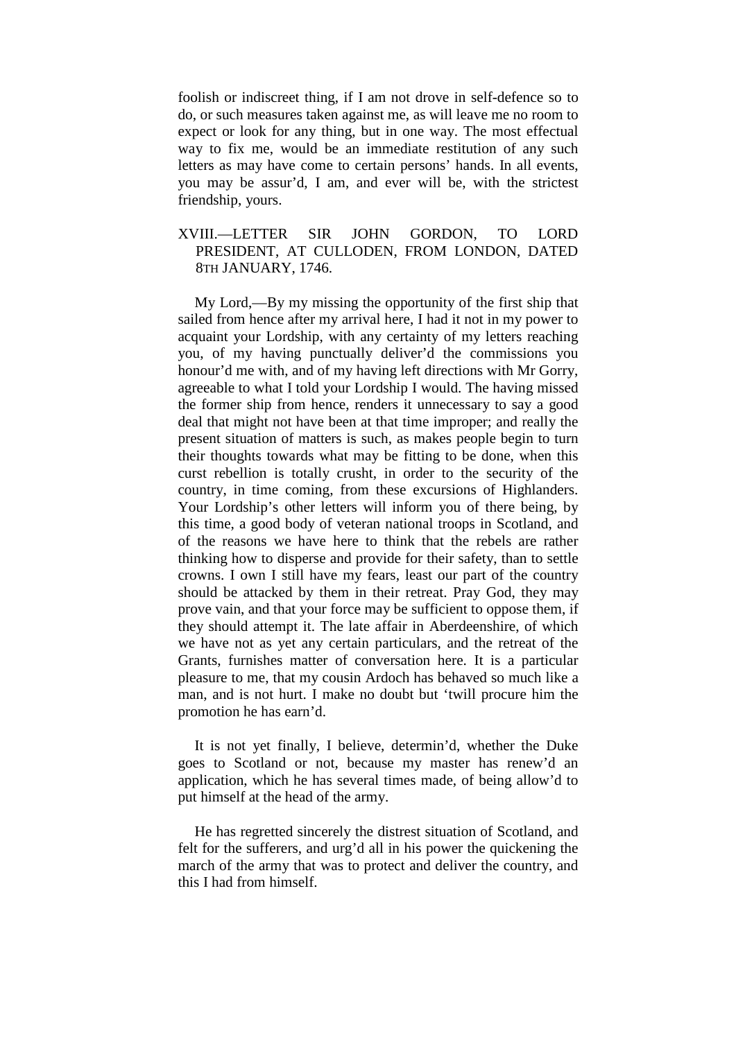foolish or indiscreet thing, if I am not drove in self-defence so to do, or such measures taken against me, as will leave me no room to expect or look for any thing, but in one way. The most effectual way to fix me, would be an immediate restitution of any such letters as may have come to certain persons' hands. In all events, you may be assur'd, I am, and ever will be, with the strictest friendship, yours.

## XVIII.—LETTER SIR JOHN GORDON, TO LORD PRESIDENT, AT CULLODEN, FROM LONDON, DATED 8TH JANUARY, 1746.

My Lord,—By my missing the opportunity of the first ship that sailed from hence after my arrival here, I had it not in my power to acquaint your Lordship, with any certainty of my letters reaching you, of my having punctually deliver'd the commissions you honour'd me with, and of my having left directions with Mr Gorry, agreeable to what I told your Lordship I would. The having missed the former ship from hence, renders it unnecessary to say a good deal that might not have been at that time improper; and really the present situation of matters is such, as makes people begin to turn their thoughts towards what may be fitting to be done, when this curst rebellion is totally crusht, in order to the security of the country, in time coming, from these excursions of Highlanders. Your Lordship's other letters will inform you of there being, by this time, a good body of veteran national troops in Scotland, and of the reasons we have here to think that the rebels are rather thinking how to disperse and provide for their safety, than to settle crowns. I own I still have my fears, least our part of the country should be attacked by them in their retreat. Pray God, they may prove vain, and that your force may be sufficient to oppose them, if they should attempt it. The late affair in Aberdeenshire, of which we have not as yet any certain particulars, and the retreat of the Grants, furnishes matter of conversation here. It is a particular pleasure to me, that my cousin Ardoch has behaved so much like a man, and is not hurt. I make no doubt but 'twill procure him the promotion he has earn'd.

It is not yet finally, I believe, determin'd, whether the Duke goes to Scotland or not, because my master has renew'd an application, which he has several times made, of being allow'd to put himself at the head of the army.

He has regretted sincerely the distrest situation of Scotland, and felt for the sufferers, and urg'd all in his power the quickening the march of the army that was to protect and deliver the country, and this I had from himself.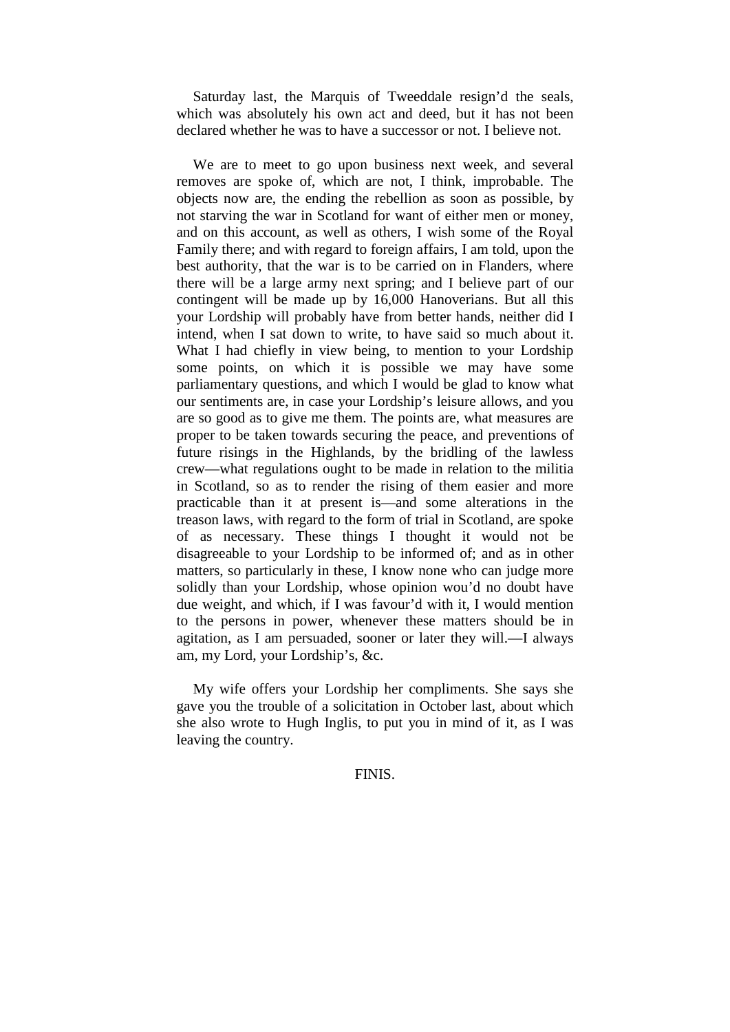Saturday last, the Marquis of Tweeddale resign'd the seals, which was absolutely his own act and deed, but it has not been declared whether he was to have a successor or not. I believe not.

We are to meet to go upon business next week, and several removes are spoke of, which are not, I think, improbable. The objects now are, the ending the rebellion as soon as possible, by not starving the war in Scotland for want of either men or money, and on this account, as well as others, I wish some of the Royal Family there; and with regard to foreign affairs, I am told, upon the best authority, that the war is to be carried on in Flanders, where there will be a large army next spring; and I believe part of our contingent will be made up by 16,000 Hanoverians. But all this your Lordship will probably have from better hands, neither did I intend, when I sat down to write, to have said so much about it. What I had chiefly in view being, to mention to your Lordship some points, on which it is possible we may have some parliamentary questions, and which I would be glad to know what our sentiments are, in case your Lordship's leisure allows, and you are so good as to give me them. The points are, what measures are proper to be taken towards securing the peace, and preventions of future risings in the Highlands, by the bridling of the lawless crew—what regulations ought to be made in relation to the militia in Scotland, so as to render the rising of them easier and more practicable than it at present is—and some alterations in the treason laws, with regard to the form of trial in Scotland, are spoke of as necessary. These things I thought it would not be disagreeable to your Lordship to be informed of; and as in other matters, so particularly in these, I know none who can judge more solidly than your Lordship, whose opinion wou'd no doubt have due weight, and which, if I was favour'd with it, I would mention to the persons in power, whenever these matters should be in agitation, as I am persuaded, sooner or later they will.—I always am, my Lord, your Lordship's, &c.

My wife offers your Lordship her compliments. She says she gave you the trouble of a solicitation in October last, about which she also wrote to Hugh Inglis, to put you in mind of it, as I was leaving the country.

FINIS.